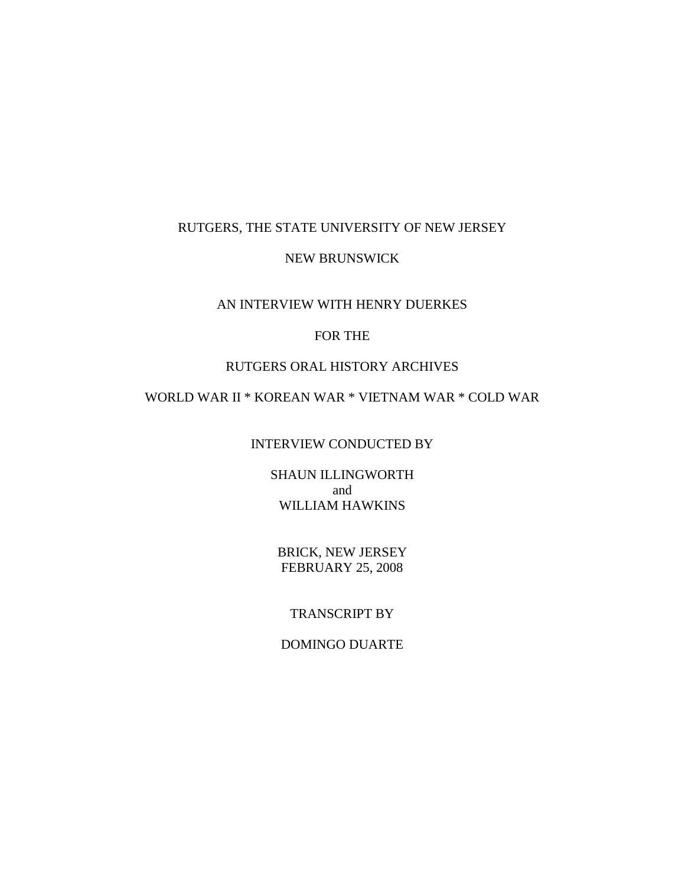RUTGERS, THE STATE UNIVERSITY OF NEW JERSEY

NEW BRUNSWICK

AN INTERVIEW WITH HENRY DUERKES

FOR THE

RUTGERS ORAL HISTORY ARCHIVES

WORLD WAR II * KOREAN WAR * VIETNAM WAR * COLD WAR

INTERVIEW CONDUCTED BY

SHAUN ILLINGWORTH
and
WILLIAM HAWKINS

BRICK, NEW JERSEY
FEBRUARY 25, 2008

TRANSCRIPT BY

DOMINGO DUARTE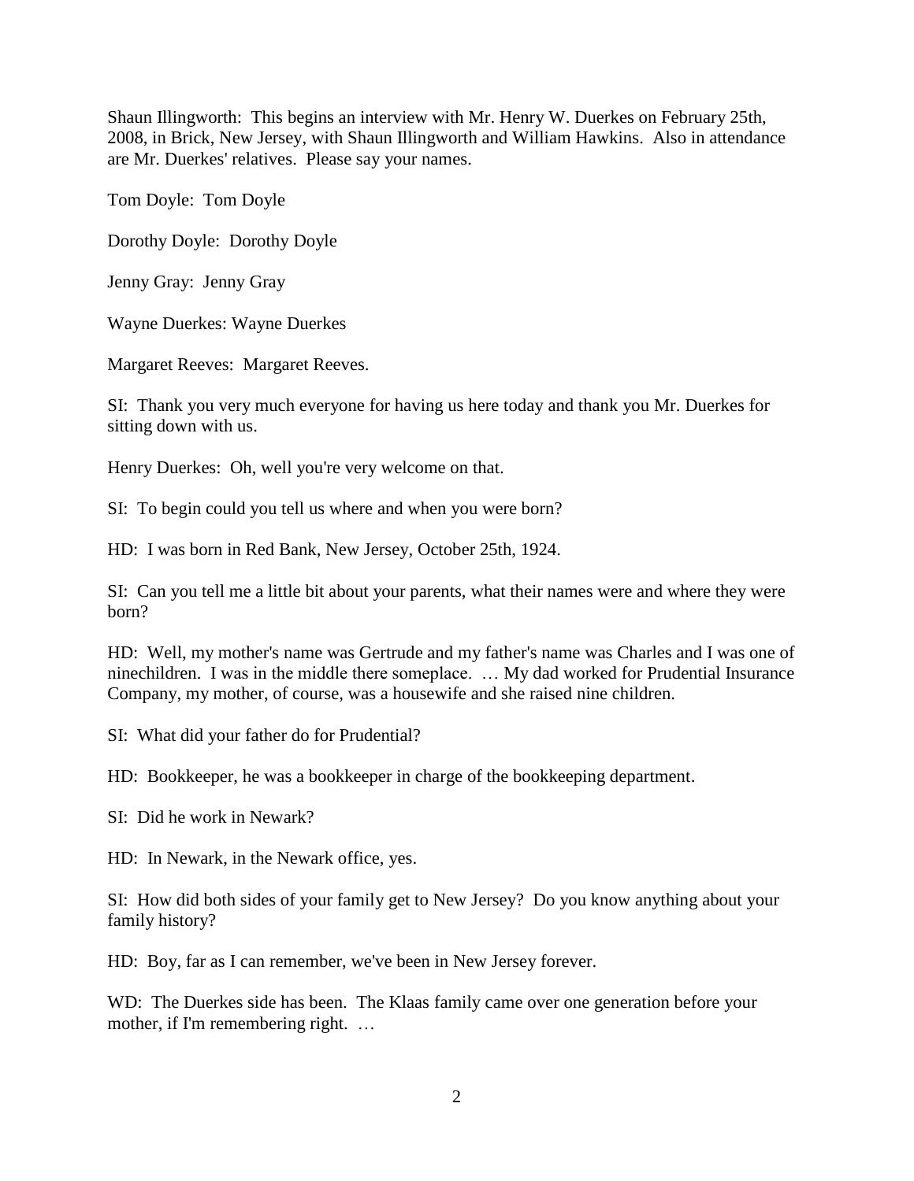Shaun Illingworth: This begins an interview with Mr. Henry W. Duerkes on February 25th, 2008, in Brick, New Jersey, with Shaun Illingworth and William Hawkins. Also in attendance are Mr. Duerkes' relatives. Please say your names.

Tom Doyle: Tom Doyle

Dorothy Doyle: Dorothy Doyle

Jenny Gray: Jenny Gray

Wayne Duerkes: Wayne Duerkes

Margaret Reeves: Margaret Reeves.

SI: Thank you very much everyone for having us here today and thank you Mr. Duerkes for sitting down with us.

Henry Duerkes: Oh, well you're very welcome on that.

SI: To begin could you tell us where and when you were born?

HD: I was born in Red Bank, New Jersey, October 25th, 1924.

SI: Can you tell me a little bit about your parents, what their names were and where they were born?

HD: Well, my mother's name was Gertrude and my father's name was Charles and I was one of ninechildren. I was in the middle there someplace. … My dad worked for Prudential Insurance Company, my mother, of course, was a housewife and she raised nine children.

SI: What did your father do for Prudential?

HD: Bookkeeper, he was a bookkeeper in charge of the bookkeeping department.

SI: Did he work in Newark?

HD: In Newark, in the Newark office, yes.

SI: How did both sides of your family get to New Jersey? Do you know anything about your family history?

HD: Boy, far as I can remember, we've been in New Jersey forever.

WD: The Duerkes side has been. The Klaas family came over one generation before your mother, if I'm remembering right. …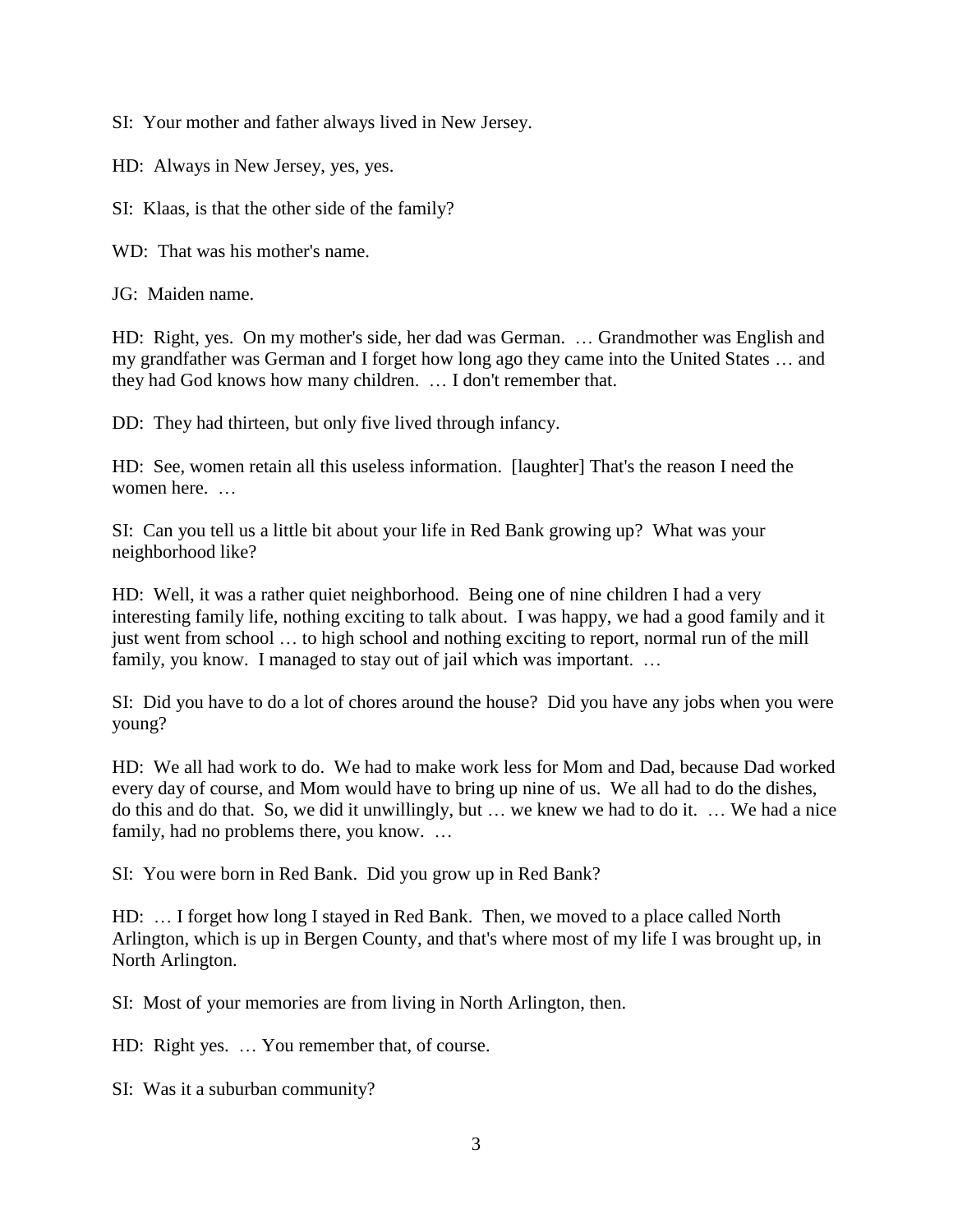SI: Your mother and father always lived in New Jersey.

HD: Always in New Jersey, yes, yes.

SI: Klaas, is that the other side of the family?

WD: That was his mother's name.

JG: Maiden name.

HD: Right, yes. On my mother's side, her dad was German. … Grandmother was English and my grandfather was German and I forget how long ago they came into the United States … and they had God knows how many children. … I don't remember that.

DD: They had thirteen, but only five lived through infancy.

HD: See, women retain all this useless information. [laughter] That's the reason I need the women here. …

SI: Can you tell us a little bit about your life in Red Bank growing up? What was your neighborhood like?

HD: Well, it was a rather quiet neighborhood. Being one of nine children I had a very interesting family life, nothing exciting to talk about. I was happy, we had a good family and it just went from school … to high school and nothing exciting to report, normal run of the mill family, you know. I managed to stay out of jail which was important. …

SI: Did you have to do a lot of chores around the house? Did you have any jobs when you were young?

HD: We all had work to do. We had to make work less for Mom and Dad, because Dad worked every day of course, and Mom would have to bring up nine of us. We all had to do the dishes, do this and do that. So, we did it unwillingly, but … we knew we had to do it. … We had a nice family, had no problems there, you know. …

SI: You were born in Red Bank. Did you grow up in Red Bank?

HD: … I forget how long I stayed in Red Bank. Then, we moved to a place called North Arlington, which is up in Bergen County, and that's where most of my life I was brought up, in North Arlington.

SI: Most of your memories are from living in North Arlington, then.

HD: Right yes. … You remember that, of course.

SI: Was it a suburban community?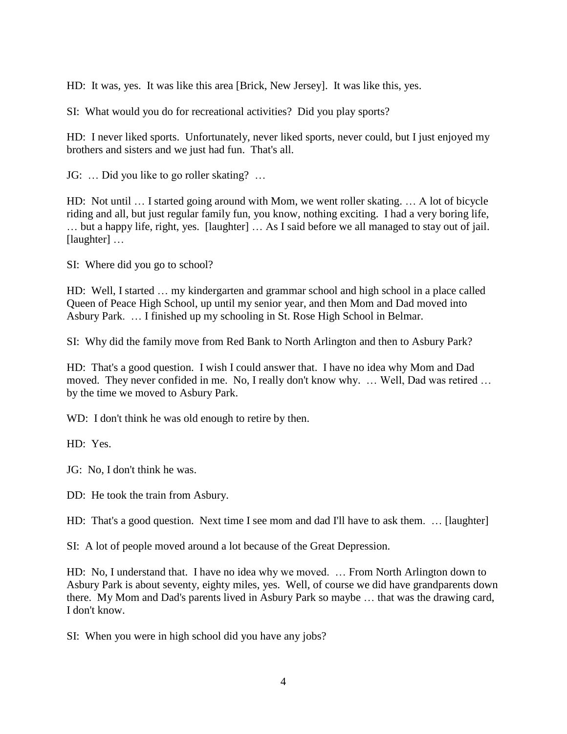HD: It was, yes. It was like this area [Brick, New Jersey]. It was like this, yes.

SI: What would you do for recreational activities? Did you play sports?

HD: I never liked sports. Unfortunately, never liked sports, never could, but I just enjoyed my brothers and sisters and we just had fun. That's all.

JG: … Did you like to go roller skating? …

HD: Not until … I started going around with Mom, we went roller skating. … A lot of bicycle riding and all, but just regular family fun, you know, nothing exciting. I had a very boring life, … but a happy life, right, yes. [laughter] … As I said before we all managed to stay out of jail. [laughter] …

SI: Where did you go to school?

HD: Well, I started … my kindergarten and grammar school and high school in a place called Queen of Peace High School, up until my senior year, and then Mom and Dad moved into Asbury Park. … I finished up my schooling in St. Rose High School in Belmar.

SI: Why did the family move from Red Bank to North Arlington and then to Asbury Park?

HD: That's a good question. I wish I could answer that. I have no idea why Mom and Dad moved. They never confided in me. No, I really don't know why. … Well, Dad was retired … by the time we moved to Asbury Park.

WD: I don't think he was old enough to retire by then.

HD: Yes.

JG: No, I don't think he was.

DD: He took the train from Asbury.

HD: That's a good question. Next time I see mom and dad I'll have to ask them. … [laughter]

SI: A lot of people moved around a lot because of the Great Depression.

HD: No, I understand that. I have no idea why we moved. … From North Arlington down to Asbury Park is about seventy, eighty miles, yes. Well, of course we did have grandparents down there. My Mom and Dad's parents lived in Asbury Park so maybe … that was the drawing card, I don't know.

SI: When you were in high school did you have any jobs?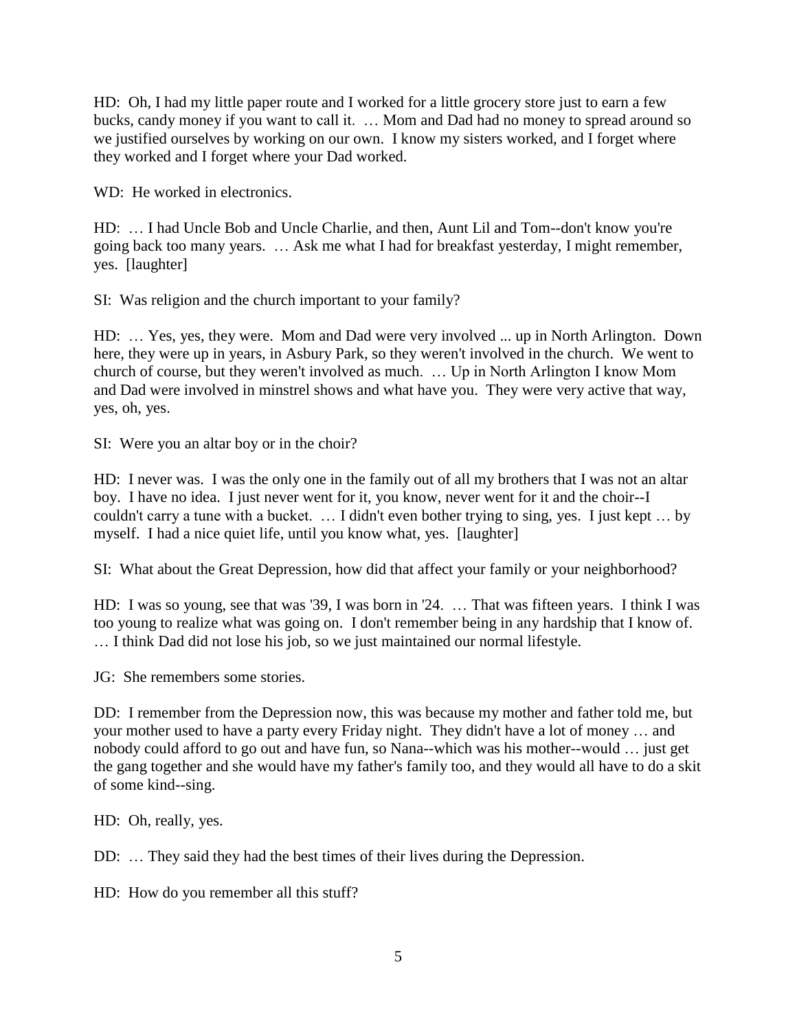HD: Oh, I had my little paper route and I worked for a little grocery store just to earn a few bucks, candy money if you want to call it. … Mom and Dad had no money to spread around so we justified ourselves by working on our own. I know my sisters worked, and I forget where they worked and I forget where your Dad worked.

WD: He worked in electronics.

HD: … I had Uncle Bob and Uncle Charlie, and then, Aunt Lil and Tom--don't know you're going back too many years. … Ask me what I had for breakfast yesterday, I might remember, yes. [laughter]

SI: Was religion and the church important to your family?

HD: … Yes, yes, they were. Mom and Dad were very involved ... up in North Arlington. Down here, they were up in years, in Asbury Park, so they weren't involved in the church. We went to church of course, but they weren't involved as much. … Up in North Arlington I know Mom and Dad were involved in minstrel shows and what have you. They were very active that way, yes, oh, yes.

SI: Were you an altar boy or in the choir?

HD: I never was. I was the only one in the family out of all my brothers that I was not an altar boy. I have no idea. I just never went for it, you know, never went for it and the choir--I couldn't carry a tune with a bucket. … I didn't even bother trying to sing, yes. I just kept … by myself. I had a nice quiet life, until you know what, yes. [laughter]

SI: What about the Great Depression, how did that affect your family or your neighborhood?

HD: I was so young, see that was '39, I was born in '24. … That was fifteen years. I think I was too young to realize what was going on. I don't remember being in any hardship that I know of. … I think Dad did not lose his job, so we just maintained our normal lifestyle.

JG: She remembers some stories.

DD: I remember from the Depression now, this was because my mother and father told me, but your mother used to have a party every Friday night. They didn't have a lot of money … and nobody could afford to go out and have fun, so Nana--which was his mother--would … just get the gang together and she would have my father's family too, and they would all have to do a skit of some kind--sing.

HD: Oh, really, yes.

DD: … They said they had the best times of their lives during the Depression.

HD: How do you remember all this stuff?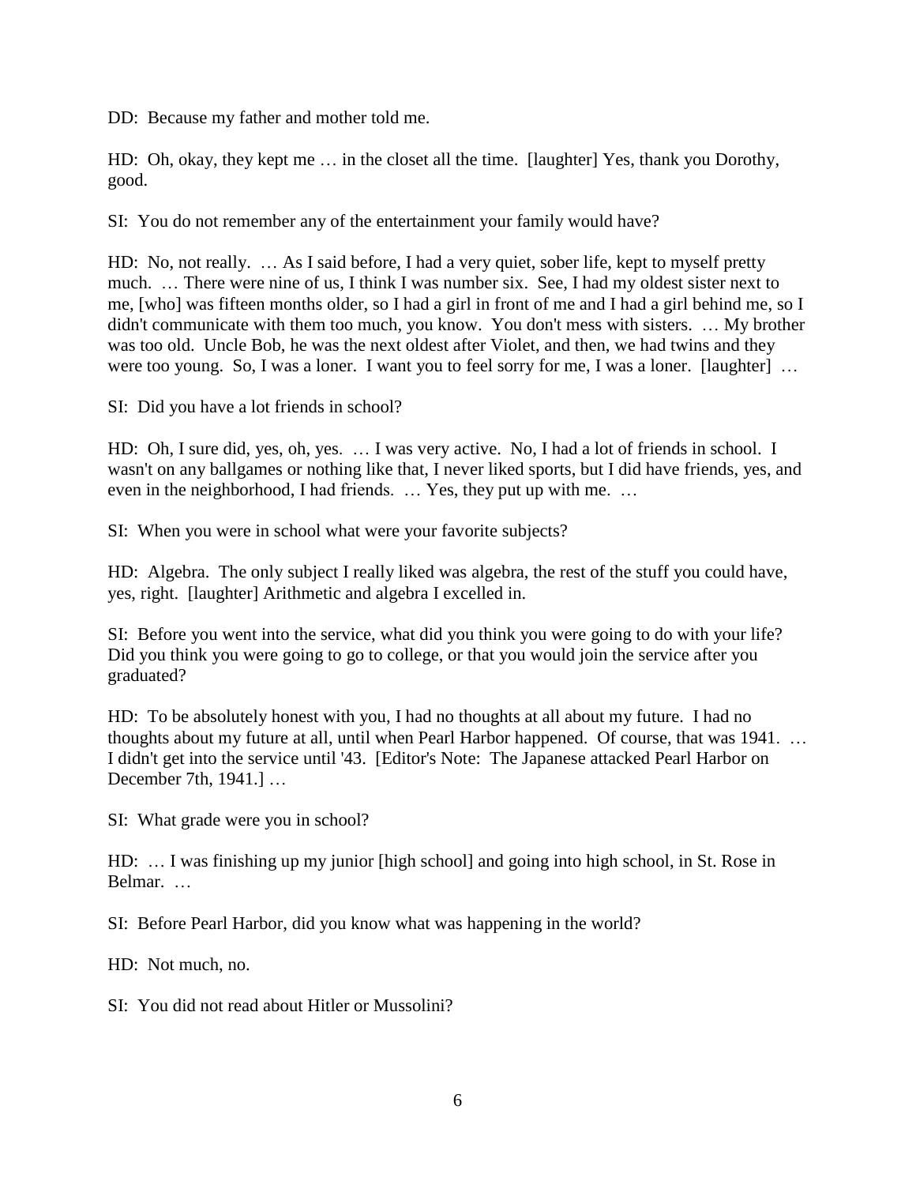DD: Because my father and mother told me.

HD: Oh, okay, they kept me … in the closet all the time. [laughter] Yes, thank you Dorothy, good.

SI: You do not remember any of the entertainment your family would have?

HD: No, not really. … As I said before, I had a very quiet, sober life, kept to myself pretty much. … There were nine of us, I think I was number six. See, I had my oldest sister next to me, [who] was fifteen months older, so I had a girl in front of me and I had a girl behind me, so I didn't communicate with them too much, you know. You don't mess with sisters. … My brother was too old. Uncle Bob, he was the next oldest after Violet, and then, we had twins and they were too young. So, I was a loner. I want you to feel sorry for me, I was a loner. [laughter] …

SI: Did you have a lot friends in school?

HD: Oh, I sure did, yes, oh, yes. … I was very active. No, I had a lot of friends in school. I wasn't on any ballgames or nothing like that, I never liked sports, but I did have friends, yes, and even in the neighborhood, I had friends. … Yes, they put up with me. …

SI: When you were in school what were your favorite subjects?

HD: Algebra. The only subject I really liked was algebra, the rest of the stuff you could have, yes, right. [laughter] Arithmetic and algebra I excelled in.

SI: Before you went into the service, what did you think you were going to do with your life? Did you think you were going to go to college, or that you would join the service after you graduated?

HD: To be absolutely honest with you, I had no thoughts at all about my future. I had no thoughts about my future at all, until when Pearl Harbor happened. Of course, that was 1941. … I didn't get into the service until '43. [Editor's Note: The Japanese attacked Pearl Harbor on December 7th, 1941.] …

SI: What grade were you in school?

HD: … I was finishing up my junior [high school] and going into high school, in St. Rose in Belmar. …

SI: Before Pearl Harbor, did you know what was happening in the world?

HD: Not much, no.

SI: You did not read about Hitler or Mussolini?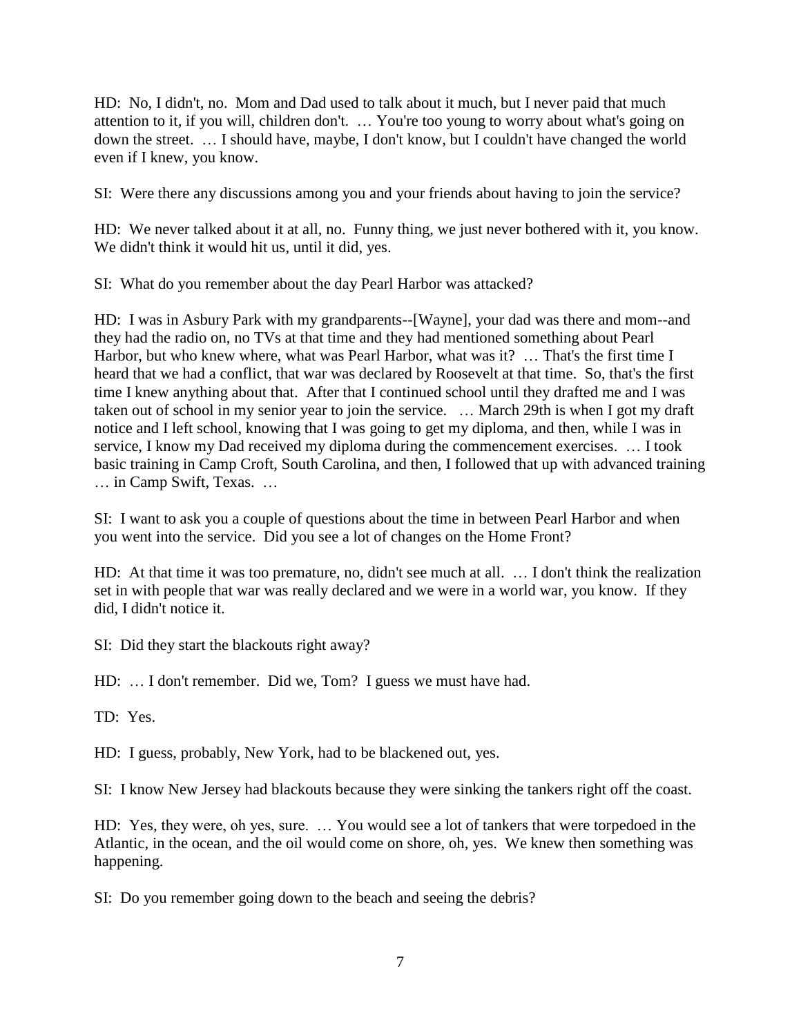HD: No, I didn't, no. Mom and Dad used to talk about it much, but I never paid that much attention to it, if you will, children don't. … You're too young to worry about what's going on down the street. … I should have, maybe, I don't know, but I couldn't have changed the world even if I knew, you know.

SI: Were there any discussions among you and your friends about having to join the service?

HD: We never talked about it at all, no. Funny thing, we just never bothered with it, you know. We didn't think it would hit us, until it did, yes.

SI: What do you remember about the day Pearl Harbor was attacked?

HD: I was in Asbury Park with my grandparents--[Wayne], your dad was there and mom--and they had the radio on, no TVs at that time and they had mentioned something about Pearl Harbor, but who knew where, what was Pearl Harbor, what was it? … That's the first time I heard that we had a conflict, that war was declared by Roosevelt at that time. So, that's the first time I knew anything about that. After that I continued school until they drafted me and I was taken out of school in my senior year to join the service. … March 29th is when I got my draft notice and I left school, knowing that I was going to get my diploma, and then, while I was in service, I know my Dad received my diploma during the commencement exercises. … I took basic training in Camp Croft, South Carolina, and then, I followed that up with advanced training … in Camp Swift, Texas. …

SI: I want to ask you a couple of questions about the time in between Pearl Harbor and when you went into the service. Did you see a lot of changes on the Home Front?

HD: At that time it was too premature, no, didn't see much at all. … I don't think the realization set in with people that war was really declared and we were in a world war, you know. If they did, I didn't notice it.

SI: Did they start the blackouts right away?

HD: … I don't remember. Did we, Tom? I guess we must have had.

TD: Yes.

HD: I guess, probably, New York, had to be blackened out, yes.

SI: I know New Jersey had blackouts because they were sinking the tankers right off the coast.

HD: Yes, they were, oh yes, sure. … You would see a lot of tankers that were torpedoed in the Atlantic, in the ocean, and the oil would come on shore, oh, yes. We knew then something was happening.

SI: Do you remember going down to the beach and seeing the debris?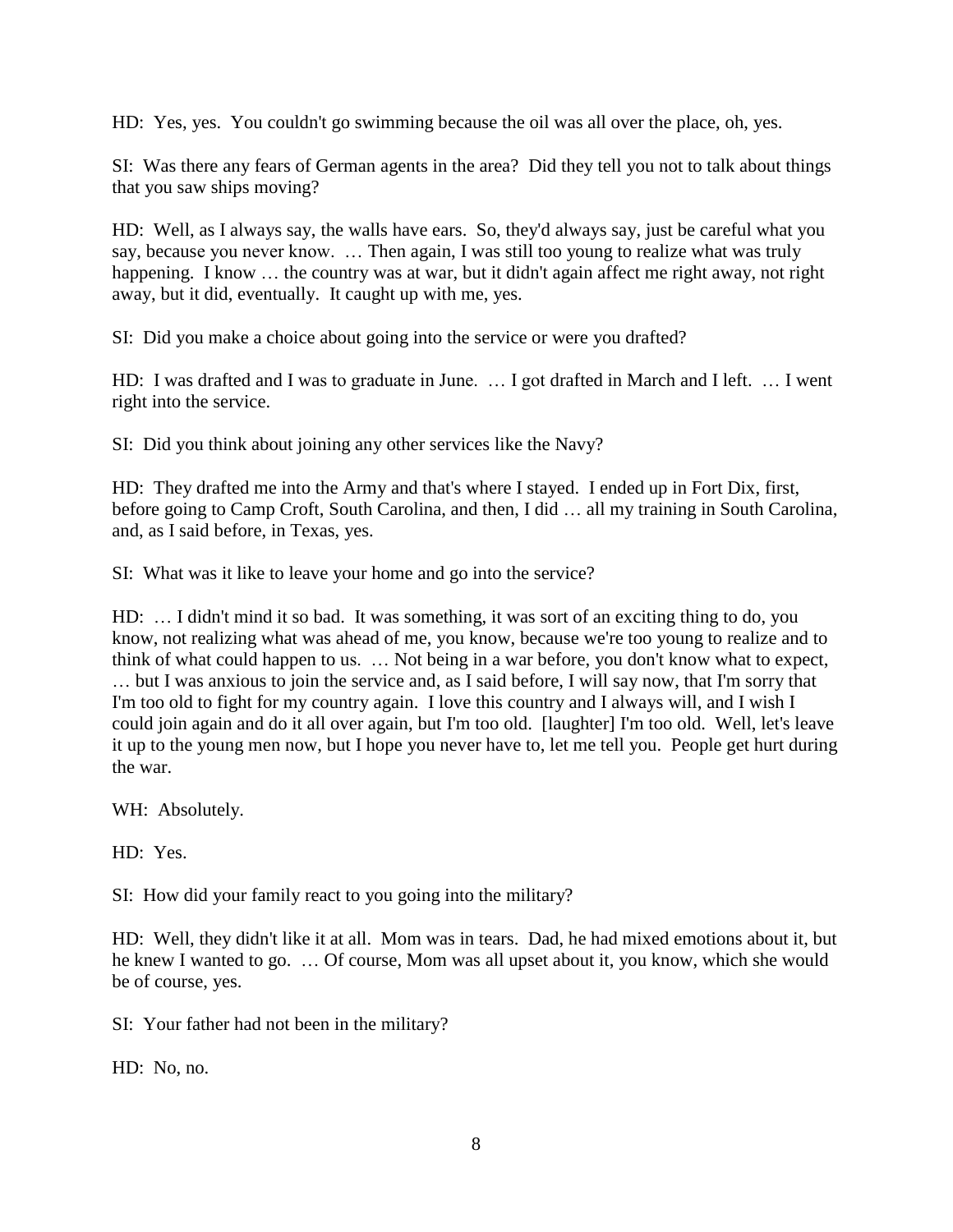HD: Yes, yes. You couldn't go swimming because the oil was all over the place, oh, yes.

SI: Was there any fears of German agents in the area? Did they tell you not to talk about things that you saw ships moving?

HD: Well, as I always say, the walls have ears. So, they'd always say, just be careful what you say, because you never know. … Then again, I was still too young to realize what was truly happening. I know … the country was at war, but it didn't again affect me right away, not right away, but it did, eventually. It caught up with me, yes.

SI: Did you make a choice about going into the service or were you drafted?

HD: I was drafted and I was to graduate in June. … I got drafted in March and I left. … I went right into the service.

SI: Did you think about joining any other services like the Navy?

HD: They drafted me into the Army and that's where I stayed. I ended up in Fort Dix, first, before going to Camp Croft, South Carolina, and then, I did … all my training in South Carolina, and, as I said before, in Texas, yes.

SI: What was it like to leave your home and go into the service?

HD: … I didn't mind it so bad. It was something, it was sort of an exciting thing to do, you know, not realizing what was ahead of me, you know, because we're too young to realize and to think of what could happen to us. … Not being in a war before, you don't know what to expect, … but I was anxious to join the service and, as I said before, I will say now, that I'm sorry that I'm too old to fight for my country again. I love this country and I always will, and I wish I could join again and do it all over again, but I'm too old. [laughter] I'm too old. Well, let's leave it up to the young men now, but I hope you never have to, let me tell you. People get hurt during the war.

WH: Absolutely.

HD: Yes.

SI: How did your family react to you going into the military?

HD: Well, they didn't like it at all. Mom was in tears. Dad, he had mixed emotions about it, but he knew I wanted to go. … Of course, Mom was all upset about it, you know, which she would be of course, yes.

SI: Your father had not been in the military?

HD: No, no.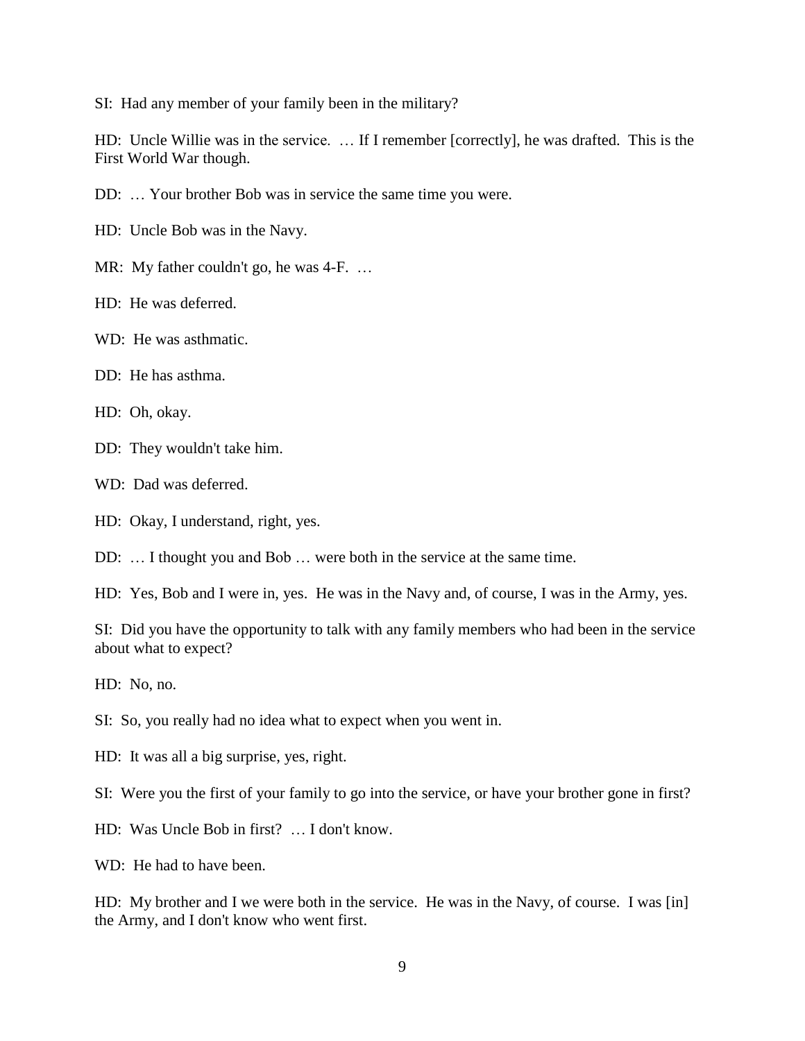SI: Had any member of your family been in the military?

HD: Uncle Willie was in the service. … If I remember [correctly], he was drafted. This is the First World War though.

DD: … Your brother Bob was in service the same time you were.

HD: Uncle Bob was in the Navy.

MR: My father couldn't go, he was 4-F. …

HD: He was deferred.

WD: He was asthmatic.

DD: He has asthma.

HD: Oh, okay.

DD: They wouldn't take him.

WD: Dad was deferred.

HD: Okay, I understand, right, yes.

DD: … I thought you and Bob … were both in the service at the same time.

HD: Yes, Bob and I were in, yes. He was in the Navy and, of course, I was in the Army, yes.

SI: Did you have the opportunity to talk with any family members who had been in the service about what to expect?

HD: No, no.

SI: So, you really had no idea what to expect when you went in.

HD: It was all a big surprise, yes, right.

SI: Were you the first of your family to go into the service, or have your brother gone in first?

HD: Was Uncle Bob in first? … I don't know.

WD: He had to have been.

HD: My brother and I we were both in the service. He was in the Navy, of course. I was [in] the Army, and I don't know who went first.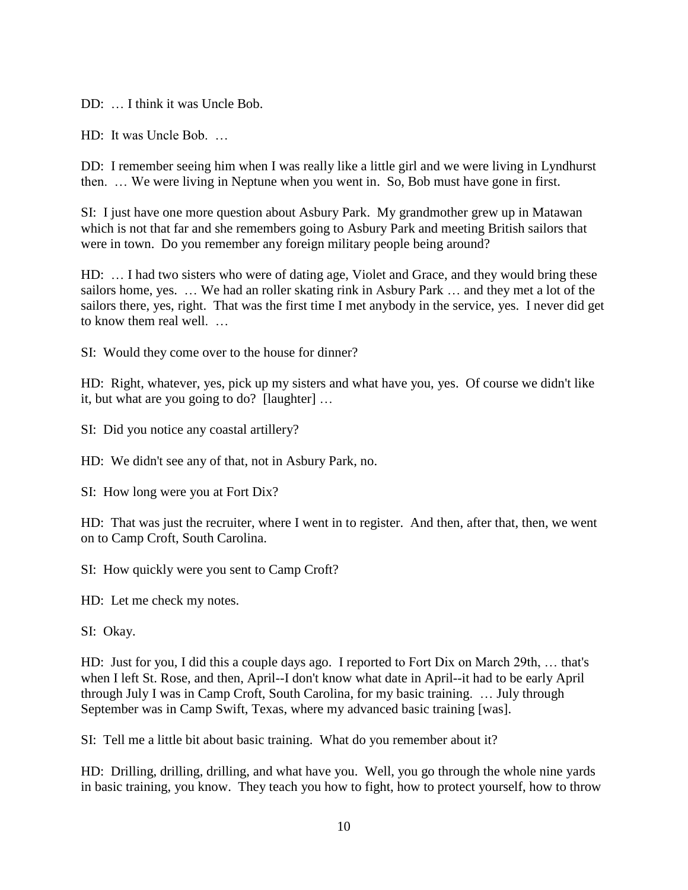DD: … I think it was Uncle Bob.

HD: It was Uncle Bob. …

DD: I remember seeing him when I was really like a little girl and we were living in Lyndhurst then. … We were living in Neptune when you went in. So, Bob must have gone in first.

SI: I just have one more question about Asbury Park. My grandmother grew up in Matawan which is not that far and she remembers going to Asbury Park and meeting British sailors that were in town. Do you remember any foreign military people being around?

HD: … I had two sisters who were of dating age, Violet and Grace, and they would bring these sailors home, yes. … We had an roller skating rink in Asbury Park … and they met a lot of the sailors there, yes, right. That was the first time I met anybody in the service, yes. I never did get to know them real well. …

SI: Would they come over to the house for dinner?

HD: Right, whatever, yes, pick up my sisters and what have you, yes. Of course we didn't like it, but what are you going to do? [laughter] …

SI: Did you notice any coastal artillery?

HD: We didn't see any of that, not in Asbury Park, no.

SI: How long were you at Fort Dix?

HD: That was just the recruiter, where I went in to register. And then, after that, then, we went on to Camp Croft, South Carolina.

SI: How quickly were you sent to Camp Croft?

HD: Let me check my notes.

SI: Okay.

HD: Just for you, I did this a couple days ago. I reported to Fort Dix on March 29th, … that's when I left St. Rose, and then, April--I don't know what date in April--it had to be early April through July I was in Camp Croft, South Carolina, for my basic training. … July through September was in Camp Swift, Texas, where my advanced basic training [was].

SI: Tell me a little bit about basic training. What do you remember about it?

HD: Drilling, drilling, drilling, and what have you. Well, you go through the whole nine yards in basic training, you know. They teach you how to fight, how to protect yourself, how to throw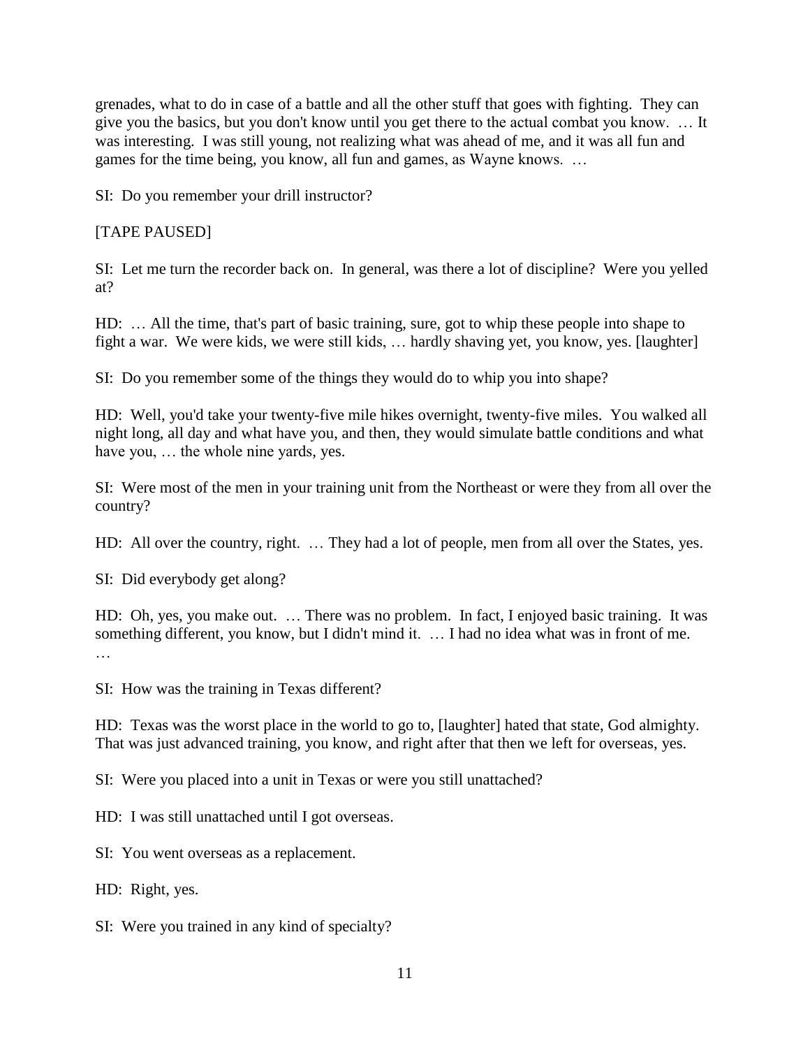grenades, what to do in case of a battle and all the other stuff that goes with fighting. They can give you the basics, but you don't know until you get there to the actual combat you know. … It was interesting. I was still young, not realizing what was ahead of me, and it was all fun and games for the time being, you know, all fun and games, as Wayne knows. …

SI: Do you remember your drill instructor?

[TAPE PAUSED]

SI: Let me turn the recorder back on. In general, was there a lot of discipline? Were you yelled at?

HD: … All the time, that's part of basic training, sure, got to whip these people into shape to fight a war. We were kids, we were still kids, … hardly shaving yet, you know, yes. [laughter]

SI: Do you remember some of the things they would do to whip you into shape?

HD: Well, you'd take your twenty-five mile hikes overnight, twenty-five miles. You walked all night long, all day and what have you, and then, they would simulate battle conditions and what have you, … the whole nine yards, yes.

SI: Were most of the men in your training unit from the Northeast or were they from all over the country?

HD: All over the country, right. … They had a lot of people, men from all over the States, yes.

SI: Did everybody get along?

HD: Oh, yes, you make out. … There was no problem. In fact, I enjoyed basic training. It was something different, you know, but I didn't mind it. … I had no idea what was in front of me. …

SI: How was the training in Texas different?

HD: Texas was the worst place in the world to go to, [laughter] hated that state, God almighty. That was just advanced training, you know, and right after that then we left for overseas, yes.

SI: Were you placed into a unit in Texas or were you still unattached?

HD: I was still unattached until I got overseas.

SI: You went overseas as a replacement.

HD: Right, yes.

SI: Were you trained in any kind of specialty?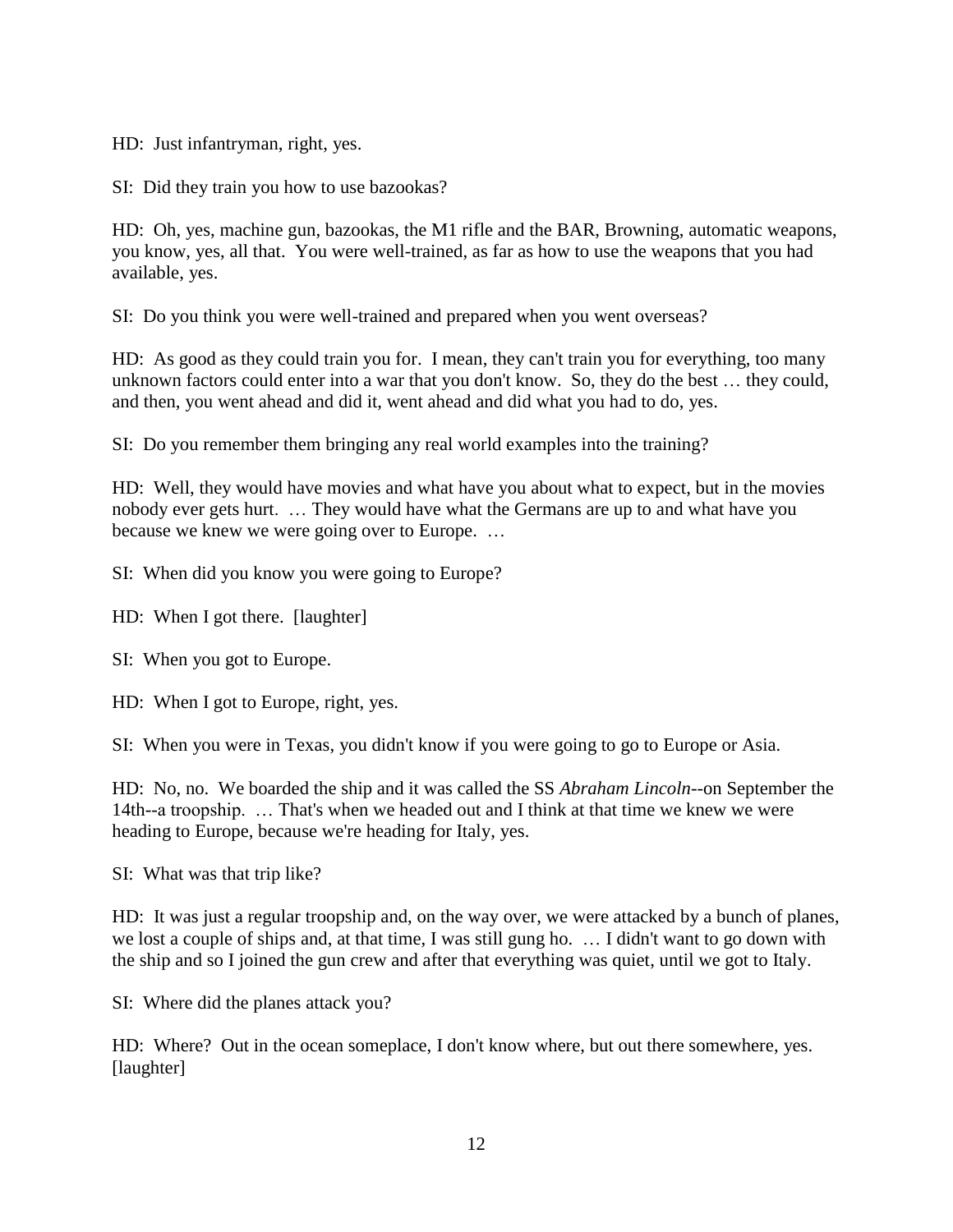HD: Just infantryman, right, yes.

SI: Did they train you how to use bazookas?

HD: Oh, yes, machine gun, bazookas, the M1 rifle and the BAR, Browning, automatic weapons, you know, yes, all that. You were well-trained, as far as how to use the weapons that you had available, yes.

SI: Do you think you were well-trained and prepared when you went overseas?

HD: As good as they could train you for. I mean, they can't train you for everything, too many unknown factors could enter into a war that you don't know. So, they do the best … they could, and then, you went ahead and did it, went ahead and did what you had to do, yes.

SI: Do you remember them bringing any real world examples into the training?

HD: Well, they would have movies and what have you about what to expect, but in the movies nobody ever gets hurt. … They would have what the Germans are up to and what have you because we knew we were going over to Europe. …

SI: When did you know you were going to Europe?

HD: When I got there. [laughter]

SI: When you got to Europe.

HD: When I got to Europe, right, yes.

SI: When you were in Texas, you didn't know if you were going to go to Europe or Asia.

HD: No, no. We boarded the ship and it was called the SS *Abraham Lincoln*--on September the 14th--a troopship. … That's when we headed out and I think at that time we knew we were heading to Europe, because we're heading for Italy, yes.

SI: What was that trip like?

HD: It was just a regular troopship and, on the way over, we were attacked by a bunch of planes, we lost a couple of ships and, at that time, I was still gung ho. … I didn't want to go down with the ship and so I joined the gun crew and after that everything was quiet, until we got to Italy.

SI: Where did the planes attack you?

HD: Where? Out in the ocean someplace, I don't know where, but out there somewhere, yes. [laughter]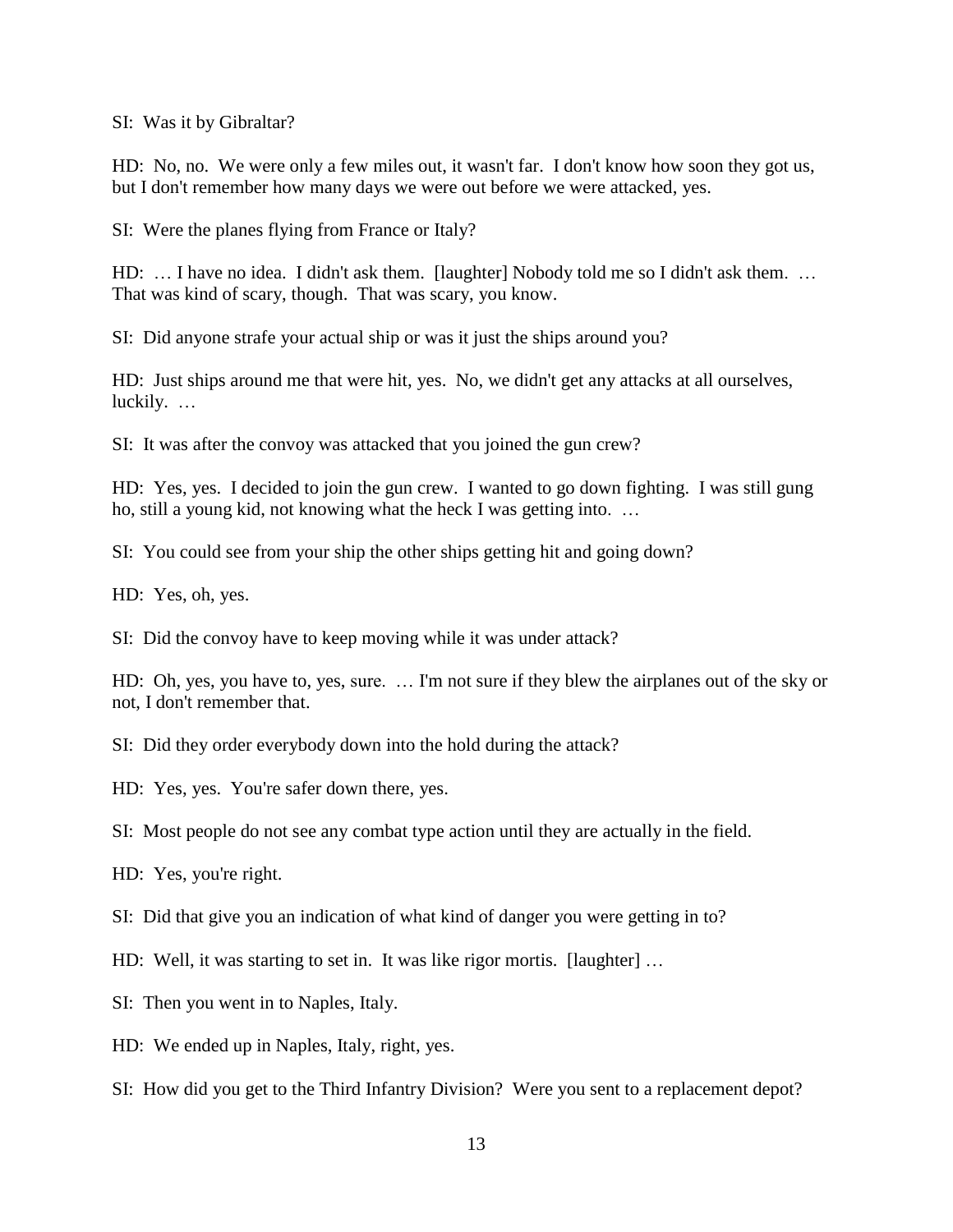SI: Was it by Gibraltar?

HD: No, no. We were only a few miles out, it wasn't far. I don't know how soon they got us, but I don't remember how many days we were out before we were attacked, yes.

SI: Were the planes flying from France or Italy?

HD: … I have no idea. I didn't ask them. [laughter] Nobody told me so I didn't ask them. … That was kind of scary, though. That was scary, you know.

SI: Did anyone strafe your actual ship or was it just the ships around you?

HD: Just ships around me that were hit, yes. No, we didn't get any attacks at all ourselves, luckily. …

SI: It was after the convoy was attacked that you joined the gun crew?

HD: Yes, yes. I decided to join the gun crew. I wanted to go down fighting. I was still gung ho, still a young kid, not knowing what the heck I was getting into. …

SI: You could see from your ship the other ships getting hit and going down?

HD: Yes, oh, yes.

SI: Did the convoy have to keep moving while it was under attack?

HD: Oh, yes, you have to, yes, sure. … I'm not sure if they blew the airplanes out of the sky or not, I don't remember that.

SI: Did they order everybody down into the hold during the attack?

HD: Yes, yes. You're safer down there, yes.

SI: Most people do not see any combat type action until they are actually in the field.

HD: Yes, you're right.

SI: Did that give you an indication of what kind of danger you were getting in to?

HD: Well, it was starting to set in. It was like rigor mortis. [laughter] …

SI: Then you went in to Naples, Italy.

HD: We ended up in Naples, Italy, right, yes.

SI: How did you get to the Third Infantry Division? Were you sent to a replacement depot?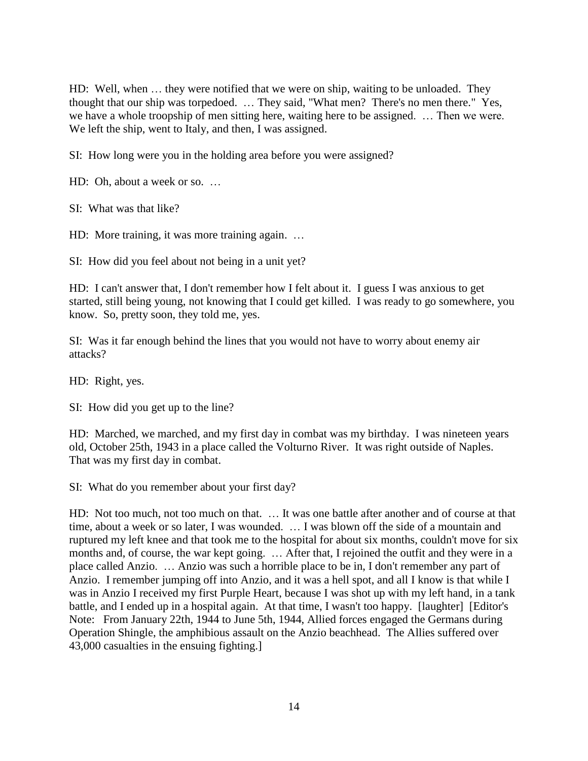HD: Well, when … they were notified that we were on ship, waiting to be unloaded. They thought that our ship was torpedoed. … They said, "What men? There's no men there." Yes, we have a whole troopship of men sitting here, waiting here to be assigned. … Then we were. We left the ship, went to Italy, and then, I was assigned.

SI: How long were you in the holding area before you were assigned?

HD: Oh, about a week or so. …

SI: What was that like?

HD: More training, it was more training again. …

SI: How did you feel about not being in a unit yet?

HD: I can't answer that, I don't remember how I felt about it. I guess I was anxious to get started, still being young, not knowing that I could get killed. I was ready to go somewhere, you know. So, pretty soon, they told me, yes.

SI: Was it far enough behind the lines that you would not have to worry about enemy air attacks?

HD: Right, yes.

SI: How did you get up to the line?

HD: Marched, we marched, and my first day in combat was my birthday. I was nineteen years old, October 25th, 1943 in a place called the Volturno River. It was right outside of Naples. That was my first day in combat.

SI: What do you remember about your first day?

HD: Not too much, not too much on that. … It was one battle after another and of course at that time, about a week or so later, I was wounded. … I was blown off the side of a mountain and ruptured my left knee and that took me to the hospital for about six months, couldn't move for six months and, of course, the war kept going. … After that, I rejoined the outfit and they were in a place called Anzio. … Anzio was such a horrible place to be in, I don't remember any part of Anzio. I remember jumping off into Anzio, and it was a hell spot, and all I know is that while I was in Anzio I received my first Purple Heart, because I was shot up with my left hand, in a tank battle, and I ended up in a hospital again. At that time, I wasn't too happy. [laughter] [Editor's Note: From January 22th, 1944 to June 5th, 1944, Allied forces engaged the Germans during Operation Shingle, the amphibious assault on the Anzio beachhead. The Allies suffered over 43,000 casualties in the ensuing fighting.]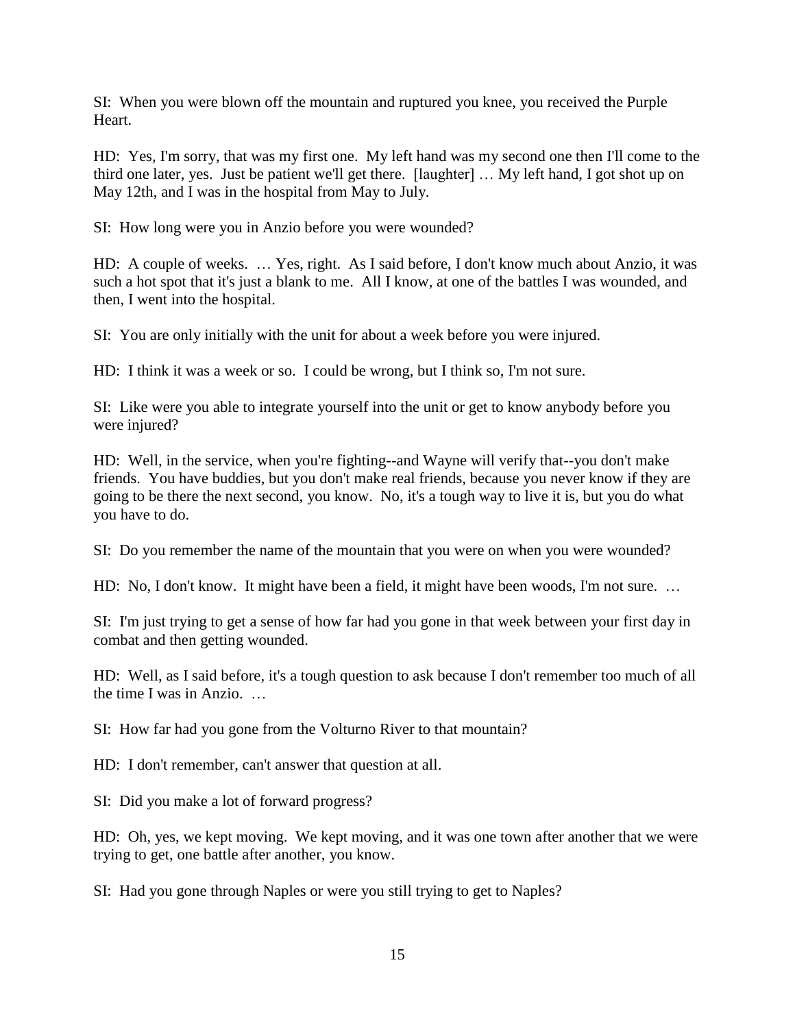SI: When you were blown off the mountain and ruptured you knee, you received the Purple Heart.

HD: Yes, I'm sorry, that was my first one. My left hand was my second one then I'll come to the third one later, yes. Just be patient we'll get there. [laughter] … My left hand, I got shot up on May 12th, and I was in the hospital from May to July.

SI: How long were you in Anzio before you were wounded?

HD: A couple of weeks. … Yes, right. As I said before, I don't know much about Anzio, it was such a hot spot that it's just a blank to me. All I know, at one of the battles I was wounded, and then, I went into the hospital.

SI: You are only initially with the unit for about a week before you were injured.

HD: I think it was a week or so. I could be wrong, but I think so, I'm not sure.

SI: Like were you able to integrate yourself into the unit or get to know anybody before you were injured?

HD: Well, in the service, when you're fighting--and Wayne will verify that--you don't make friends. You have buddies, but you don't make real friends, because you never know if they are going to be there the next second, you know. No, it's a tough way to live it is, but you do what you have to do.

SI: Do you remember the name of the mountain that you were on when you were wounded?

HD: No, I don't know. It might have been a field, it might have been woods, I'm not sure. …

SI: I'm just trying to get a sense of how far had you gone in that week between your first day in combat and then getting wounded.

HD: Well, as I said before, it's a tough question to ask because I don't remember too much of all the time I was in Anzio. …

SI: How far had you gone from the Volturno River to that mountain?

HD: I don't remember, can't answer that question at all.

SI: Did you make a lot of forward progress?

HD: Oh, yes, we kept moving. We kept moving, and it was one town after another that we were trying to get, one battle after another, you know.

SI: Had you gone through Naples or were you still trying to get to Naples?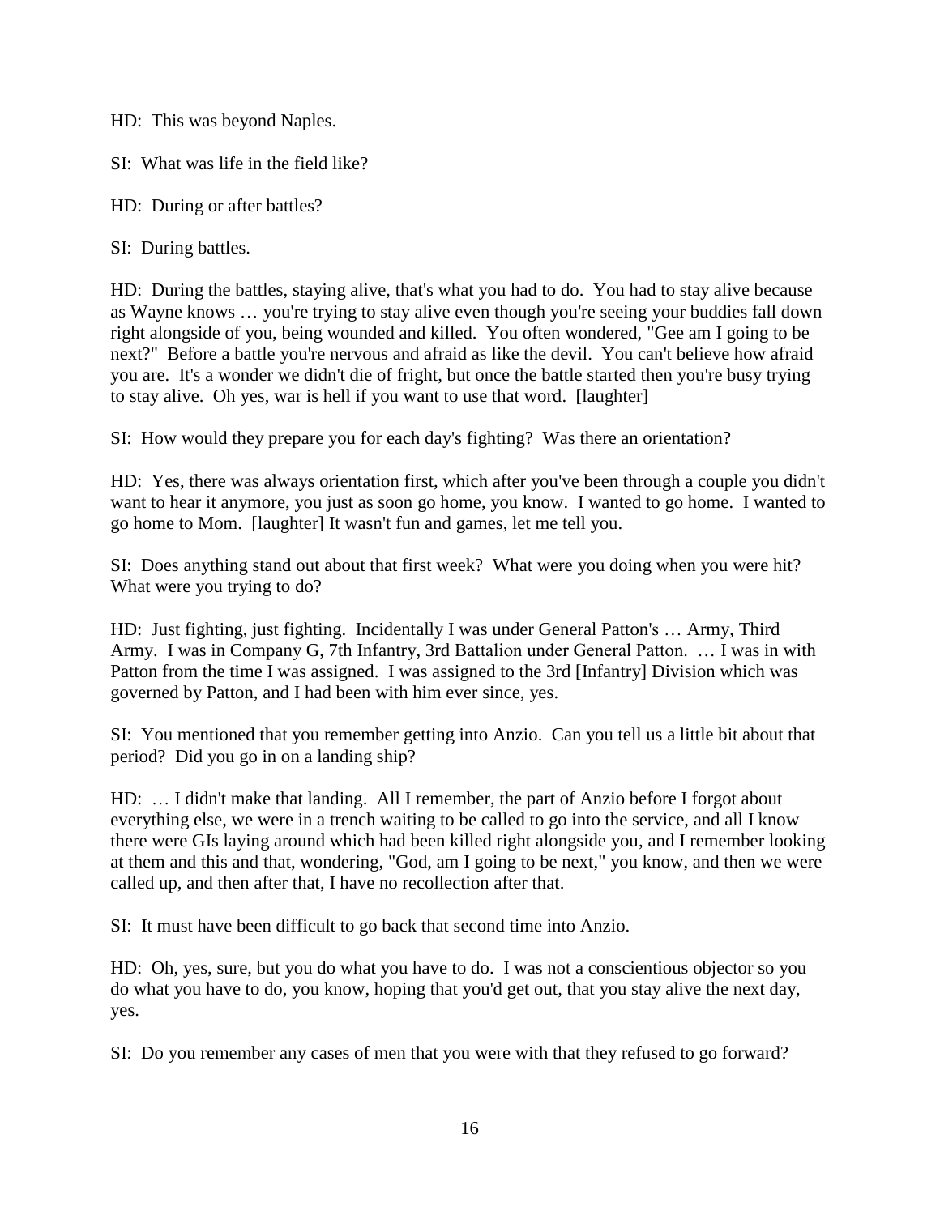HD: This was beyond Naples.

SI: What was life in the field like?

HD: During or after battles?

SI: During battles.

HD: During the battles, staying alive, that's what you had to do. You had to stay alive because as Wayne knows … you're trying to stay alive even though you're seeing your buddies fall down right alongside of you, being wounded and killed. You often wondered, "Gee am I going to be next?" Before a battle you're nervous and afraid as like the devil. You can't believe how afraid you are. It's a wonder we didn't die of fright, but once the battle started then you're busy trying to stay alive. Oh yes, war is hell if you want to use that word. [laughter]

SI: How would they prepare you for each day's fighting? Was there an orientation?

HD: Yes, there was always orientation first, which after you've been through a couple you didn't want to hear it anymore, you just as soon go home, you know. I wanted to go home. I wanted to go home to Mom. [laughter] It wasn't fun and games, let me tell you.

SI: Does anything stand out about that first week? What were you doing when you were hit? What were you trying to do?

HD: Just fighting, just fighting. Incidentally I was under General Patton's … Army, Third Army. I was in Company G, 7th Infantry, 3rd Battalion under General Patton. … I was in with Patton from the time I was assigned. I was assigned to the 3rd [Infantry] Division which was governed by Patton, and I had been with him ever since, yes.

SI: You mentioned that you remember getting into Anzio. Can you tell us a little bit about that period? Did you go in on a landing ship?

HD: … I didn't make that landing. All I remember, the part of Anzio before I forgot about everything else, we were in a trench waiting to be called to go into the service, and all I know there were GIs laying around which had been killed right alongside you, and I remember looking at them and this and that, wondering, "God, am I going to be next," you know, and then we were called up, and then after that, I have no recollection after that.

SI: It must have been difficult to go back that second time into Anzio.

HD: Oh, yes, sure, but you do what you have to do. I was not a conscientious objector so you do what you have to do, you know, hoping that you'd get out, that you stay alive the next day, yes.

SI: Do you remember any cases of men that you were with that they refused to go forward?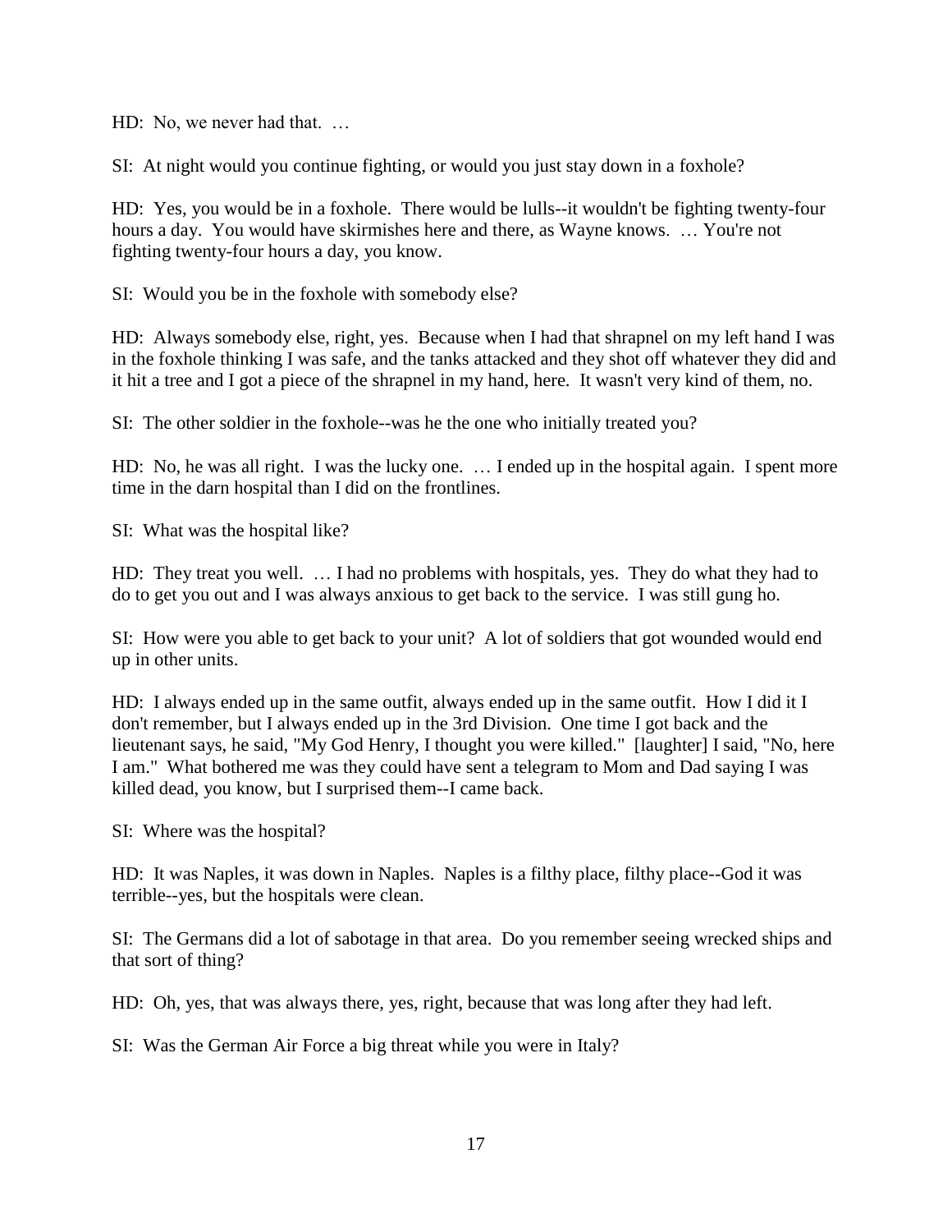HD: No, we never had that. …

SI: At night would you continue fighting, or would you just stay down in a foxhole?

HD: Yes, you would be in a foxhole. There would be lulls--it wouldn't be fighting twenty-four hours a day. You would have skirmishes here and there, as Wayne knows. … You're not fighting twenty-four hours a day, you know.

SI: Would you be in the foxhole with somebody else?

HD: Always somebody else, right, yes. Because when I had that shrapnel on my left hand I was in the foxhole thinking I was safe, and the tanks attacked and they shot off whatever they did and it hit a tree and I got a piece of the shrapnel in my hand, here. It wasn't very kind of them, no.

SI: The other soldier in the foxhole--was he the one who initially treated you?

HD: No, he was all right. I was the lucky one. … I ended up in the hospital again. I spent more time in the darn hospital than I did on the frontlines.

SI: What was the hospital like?

HD: They treat you well. … I had no problems with hospitals, yes. They do what they had to do to get you out and I was always anxious to get back to the service. I was still gung ho.

SI: How were you able to get back to your unit? A lot of soldiers that got wounded would end up in other units.

HD: I always ended up in the same outfit, always ended up in the same outfit. How I did it I don't remember, but I always ended up in the 3rd Division. One time I got back and the lieutenant says, he said, "My God Henry, I thought you were killed." [laughter] I said, "No, here I am." What bothered me was they could have sent a telegram to Mom and Dad saying I was killed dead, you know, but I surprised them--I came back.

SI: Where was the hospital?

HD: It was Naples, it was down in Naples. Naples is a filthy place, filthy place--God it was terrible--yes, but the hospitals were clean.

SI: The Germans did a lot of sabotage in that area. Do you remember seeing wrecked ships and that sort of thing?

HD: Oh, yes, that was always there, yes, right, because that was long after they had left.

SI: Was the German Air Force a big threat while you were in Italy?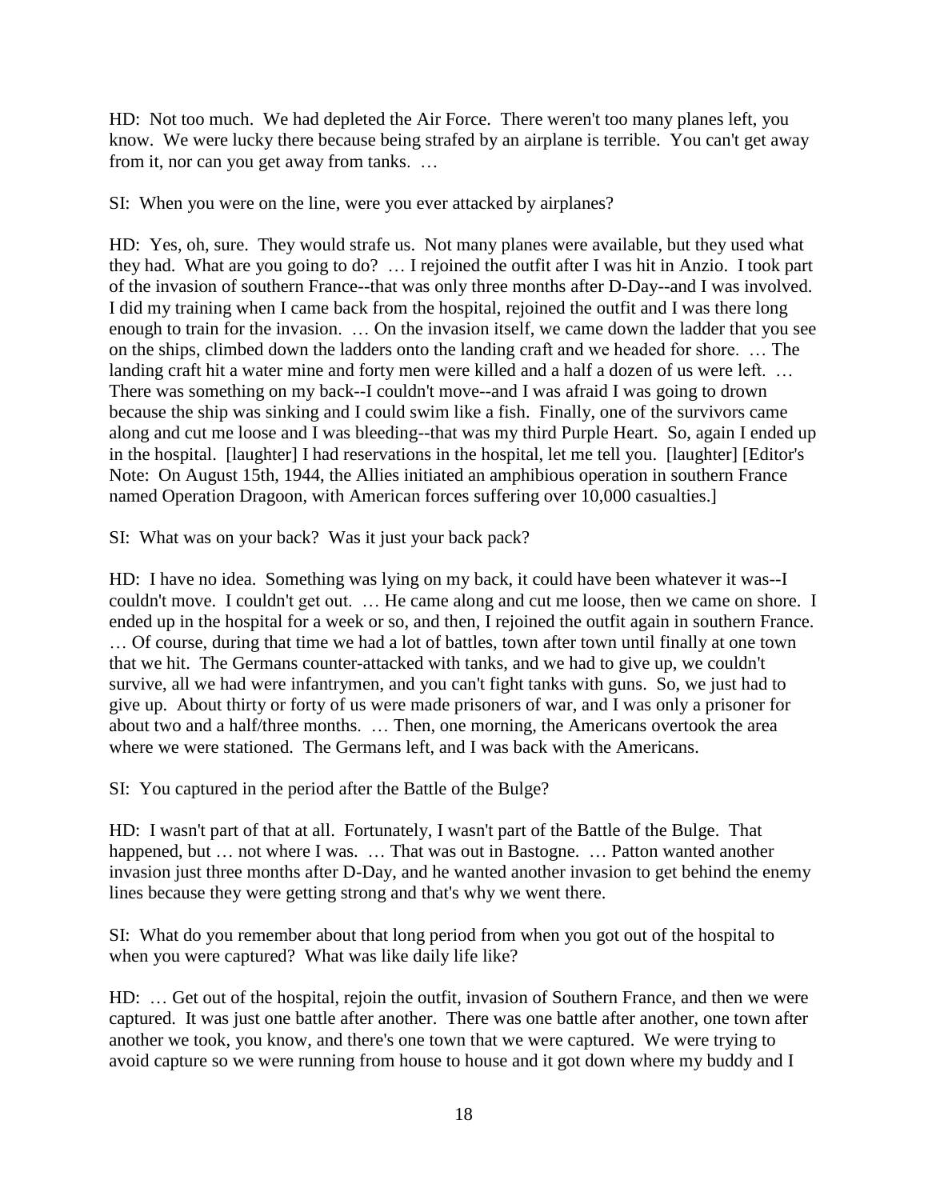HD: Not too much. We had depleted the Air Force. There weren't too many planes left, you know. We were lucky there because being strafed by an airplane is terrible. You can't get away from it, nor can you get away from tanks. …

SI: When you were on the line, were you ever attacked by airplanes?

HD: Yes, oh, sure. They would strafe us. Not many planes were available, but they used what they had. What are you going to do? … I rejoined the outfit after I was hit in Anzio. I took part of the invasion of southern France--that was only three months after D-Day--and I was involved. I did my training when I came back from the hospital, rejoined the outfit and I was there long enough to train for the invasion. … On the invasion itself, we came down the ladder that you see on the ships, climbed down the ladders onto the landing craft and we headed for shore. … The landing craft hit a water mine and forty men were killed and a half a dozen of us were left. … There was something on my back--I couldn't move--and I was afraid I was going to drown because the ship was sinking and I could swim like a fish. Finally, one of the survivors came along and cut me loose and I was bleeding--that was my third Purple Heart. So, again I ended up in the hospital. [laughter] I had reservations in the hospital, let me tell you. [laughter] [Editor's Note: On August 15th, 1944, the Allies initiated an amphibious operation in southern France named Operation Dragoon, with American forces suffering over 10,000 casualties.]

SI: What was on your back? Was it just your back pack?

HD: I have no idea. Something was lying on my back, it could have been whatever it was--I couldn't move. I couldn't get out. … He came along and cut me loose, then we came on shore. I ended up in the hospital for a week or so, and then, I rejoined the outfit again in southern France. … Of course, during that time we had a lot of battles, town after town until finally at one town that we hit. The Germans counter-attacked with tanks, and we had to give up, we couldn't survive, all we had were infantrymen, and you can't fight tanks with guns. So, we just had to give up. About thirty or forty of us were made prisoners of war, and I was only a prisoner for about two and a half/three months. … Then, one morning, the Americans overtook the area where we were stationed. The Germans left, and I was back with the Americans.

SI: You captured in the period after the Battle of the Bulge?

HD: I wasn't part of that at all. Fortunately, I wasn't part of the Battle of the Bulge. That happened, but … not where I was. … That was out in Bastogne. … Patton wanted another invasion just three months after D-Day, and he wanted another invasion to get behind the enemy lines because they were getting strong and that's why we went there.

SI: What do you remember about that long period from when you got out of the hospital to when you were captured? What was like daily life like?

HD: … Get out of the hospital, rejoin the outfit, invasion of Southern France, and then we were captured. It was just one battle after another. There was one battle after another, one town after another we took, you know, and there's one town that we were captured. We were trying to avoid capture so we were running from house to house and it got down where my buddy and I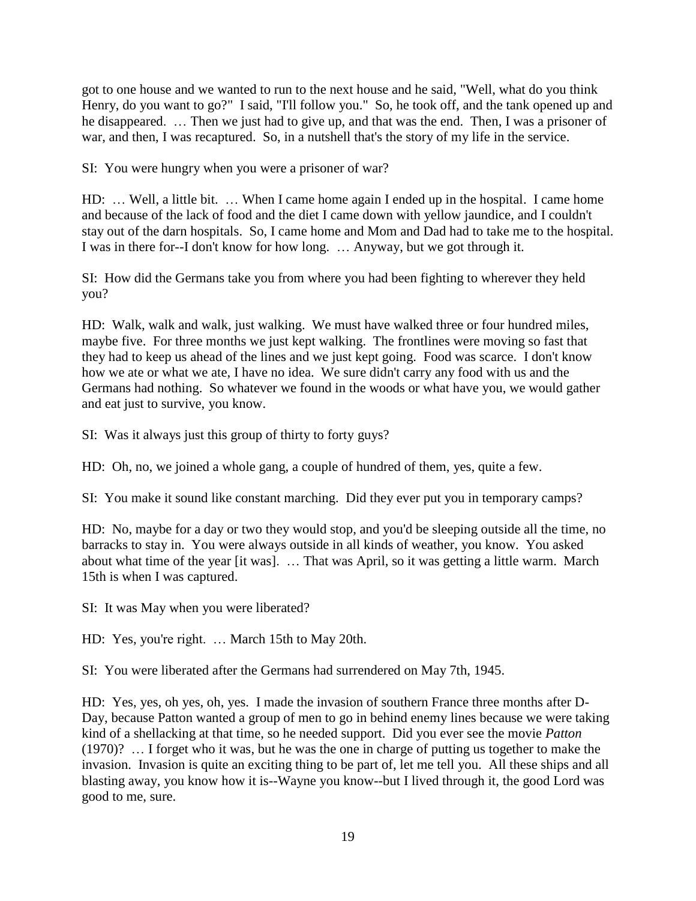got to one house and we wanted to run to the next house and he said, "Well, what do you think Henry, do you want to go?" I said, "I'll follow you." So, he took off, and the tank opened up and he disappeared. … Then we just had to give up, and that was the end. Then, I was a prisoner of war, and then, I was recaptured. So, in a nutshell that's the story of my life in the service.

SI: You were hungry when you were a prisoner of war?

HD: … Well, a little bit. … When I came home again I ended up in the hospital. I came home and because of the lack of food and the diet I came down with yellow jaundice, and I couldn't stay out of the darn hospitals. So, I came home and Mom and Dad had to take me to the hospital. I was in there for--I don't know for how long. … Anyway, but we got through it.

SI: How did the Germans take you from where you had been fighting to wherever they held you?

HD: Walk, walk and walk, just walking. We must have walked three or four hundred miles, maybe five. For three months we just kept walking. The frontlines were moving so fast that they had to keep us ahead of the lines and we just kept going. Food was scarce. I don't know how we ate or what we ate, I have no idea. We sure didn't carry any food with us and the Germans had nothing. So whatever we found in the woods or what have you, we would gather and eat just to survive, you know.

SI: Was it always just this group of thirty to forty guys?

HD: Oh, no, we joined a whole gang, a couple of hundred of them, yes, quite a few.

SI: You make it sound like constant marching. Did they ever put you in temporary camps?

HD: No, maybe for a day or two they would stop, and you'd be sleeping outside all the time, no barracks to stay in. You were always outside in all kinds of weather, you know. You asked about what time of the year [it was]. … That was April, so it was getting a little warm. March 15th is when I was captured.

SI: It was May when you were liberated?

HD: Yes, you're right. … March 15th to May 20th.

SI: You were liberated after the Germans had surrendered on May 7th, 1945.

HD: Yes, yes, oh yes, oh, yes. I made the invasion of southern France three months after D-Day, because Patton wanted a group of men to go in behind enemy lines because we were taking kind of a shellacking at that time, so he needed support. Did you ever see the movie *Patton* (1970)? … I forget who it was, but he was the one in charge of putting us together to make the invasion. Invasion is quite an exciting thing to be part of, let me tell you. All these ships and all blasting away, you know how it is--Wayne you know--but I lived through it, the good Lord was good to me, sure.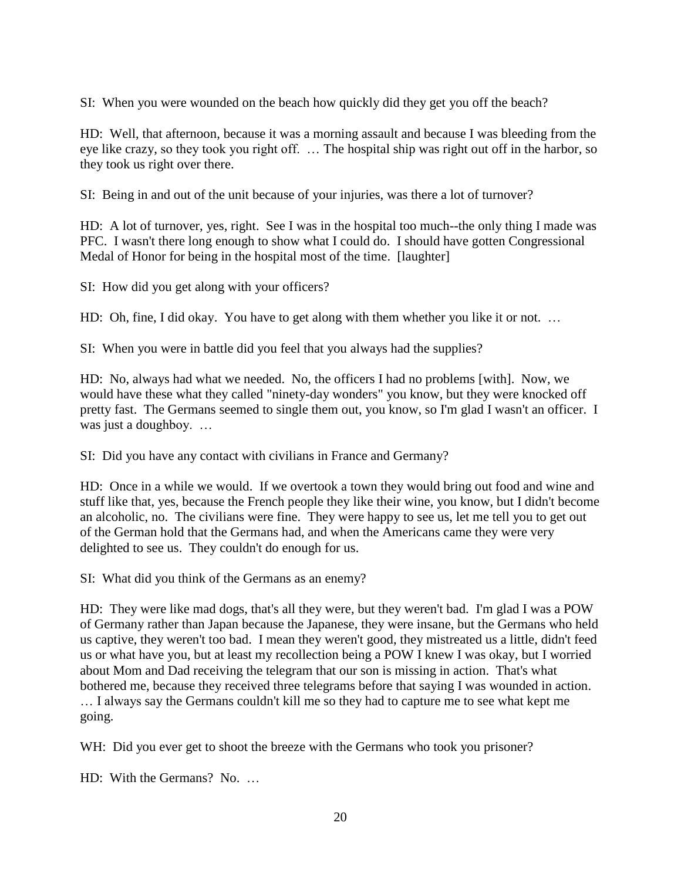SI: When you were wounded on the beach how quickly did they get you off the beach?

HD: Well, that afternoon, because it was a morning assault and because I was bleeding from the eye like crazy, so they took you right off. … The hospital ship was right out off in the harbor, so they took us right over there.

SI: Being in and out of the unit because of your injuries, was there a lot of turnover?

HD: A lot of turnover, yes, right. See I was in the hospital too much--the only thing I made was PFC. I wasn't there long enough to show what I could do. I should have gotten Congressional Medal of Honor for being in the hospital most of the time. [laughter]

SI: How did you get along with your officers?

HD: Oh, fine, I did okay. You have to get along with them whether you like it or not. …

SI: When you were in battle did you feel that you always had the supplies?

HD: No, always had what we needed. No, the officers I had no problems [with]. Now, we would have these what they called "ninety-day wonders" you know, but they were knocked off pretty fast. The Germans seemed to single them out, you know, so I'm glad I wasn't an officer. I was just a doughboy. …

SI: Did you have any contact with civilians in France and Germany?

HD: Once in a while we would. If we overtook a town they would bring out food and wine and stuff like that, yes, because the French people they like their wine, you know, but I didn't become an alcoholic, no. The civilians were fine. They were happy to see us, let me tell you to get out of the German hold that the Germans had, and when the Americans came they were very delighted to see us. They couldn't do enough for us.

SI: What did you think of the Germans as an enemy?

HD: They were like mad dogs, that's all they were, but they weren't bad. I'm glad I was a POW of Germany rather than Japan because the Japanese, they were insane, but the Germans who held us captive, they weren't too bad. I mean they weren't good, they mistreated us a little, didn't feed us or what have you, but at least my recollection being a POW I knew I was okay, but I worried about Mom and Dad receiving the telegram that our son is missing in action. That's what bothered me, because they received three telegrams before that saying I was wounded in action. … I always say the Germans couldn't kill me so they had to capture me to see what kept me going.

WH: Did you ever get to shoot the breeze with the Germans who took you prisoner?

HD: With the Germans? No. …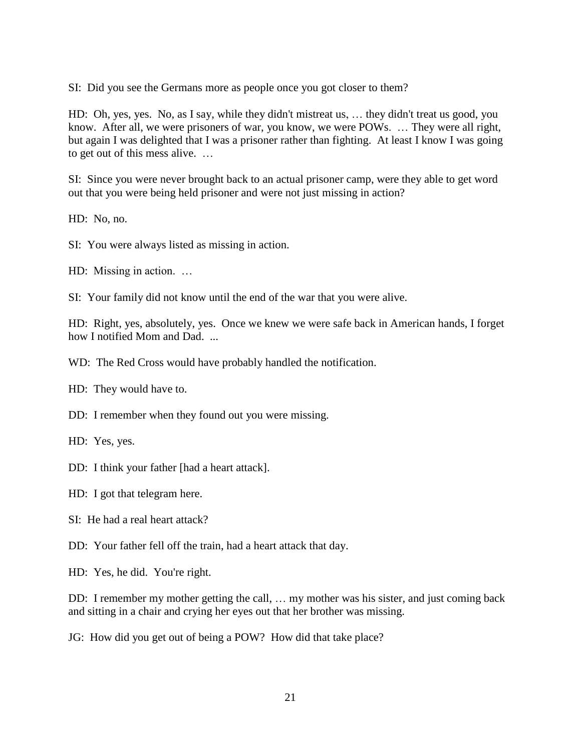SI: Did you see the Germans more as people once you got closer to them?

HD: Oh, yes, yes. No, as I say, while they didn't mistreat us, … they didn't treat us good, you know. After all, we were prisoners of war, you know, we were POWs. … They were all right, but again I was delighted that I was a prisoner rather than fighting. At least I know I was going to get out of this mess alive. …

SI: Since you were never brought back to an actual prisoner camp, were they able to get word out that you were being held prisoner and were not just missing in action?

HD: No, no.

SI: You were always listed as missing in action.

HD: Missing in action. …

SI: Your family did not know until the end of the war that you were alive.

HD: Right, yes, absolutely, yes. Once we knew we were safe back in American hands, I forget how I notified Mom and Dad. ...

WD: The Red Cross would have probably handled the notification.

HD: They would have to.

DD: I remember when they found out you were missing.

HD: Yes, yes.

DD: I think your father [had a heart attack].

HD: I got that telegram here.

SI: He had a real heart attack?

DD: Your father fell off the train, had a heart attack that day.

HD: Yes, he did. You're right.

DD: I remember my mother getting the call, … my mother was his sister, and just coming back and sitting in a chair and crying her eyes out that her brother was missing.

JG: How did you get out of being a POW? How did that take place?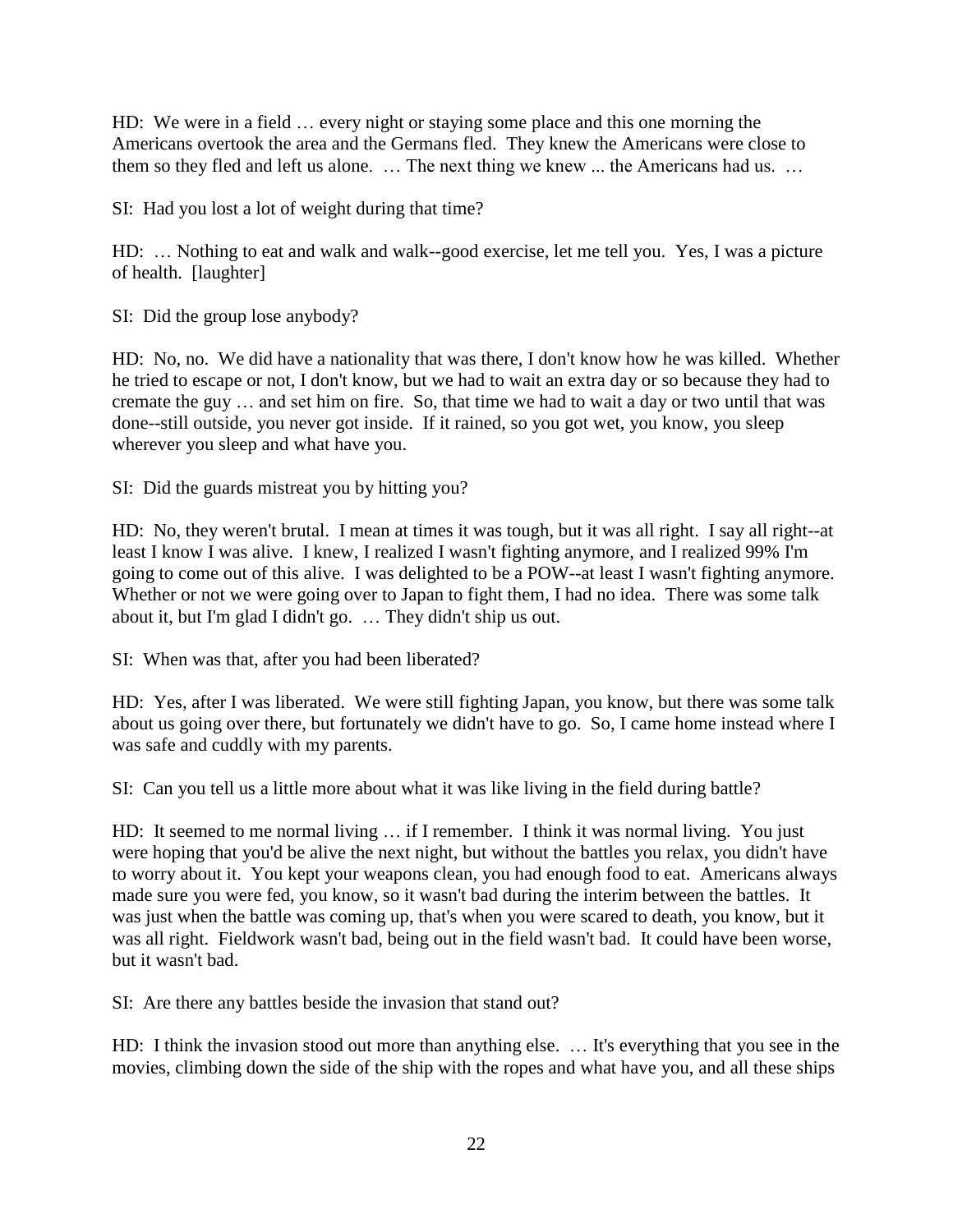HD: We were in a field … every night or staying some place and this one morning the Americans overtook the area and the Germans fled. They knew the Americans were close to them so they fled and left us alone. … The next thing we knew ... the Americans had us. …

SI: Had you lost a lot of weight during that time?

HD: … Nothing to eat and walk and walk--good exercise, let me tell you. Yes, I was a picture of health. [laughter]

SI: Did the group lose anybody?

HD: No, no. We did have a nationality that was there, I don't know how he was killed. Whether he tried to escape or not, I don't know, but we had to wait an extra day or so because they had to cremate the guy … and set him on fire. So, that time we had to wait a day or two until that was done--still outside, you never got inside. If it rained, so you got wet, you know, you sleep wherever you sleep and what have you.

SI: Did the guards mistreat you by hitting you?

HD: No, they weren't brutal. I mean at times it was tough, but it was all right. I say all right--at least I know I was alive. I knew, I realized I wasn't fighting anymore, and I realized 99% I'm going to come out of this alive. I was delighted to be a POW--at least I wasn't fighting anymore. Whether or not we were going over to Japan to fight them, I had no idea. There was some talk about it, but I'm glad I didn't go. … They didn't ship us out.

SI: When was that, after you had been liberated?

HD: Yes, after I was liberated. We were still fighting Japan, you know, but there was some talk about us going over there, but fortunately we didn't have to go. So, I came home instead where I was safe and cuddly with my parents.

SI: Can you tell us a little more about what it was like living in the field during battle?

HD: It seemed to me normal living … if I remember. I think it was normal living. You just were hoping that you'd be alive the next night, but without the battles you relax, you didn't have to worry about it. You kept your weapons clean, you had enough food to eat. Americans always made sure you were fed, you know, so it wasn't bad during the interim between the battles. It was just when the battle was coming up, that's when you were scared to death, you know, but it was all right. Fieldwork wasn't bad, being out in the field wasn't bad. It could have been worse, but it wasn't bad.

SI: Are there any battles beside the invasion that stand out?

HD: I think the invasion stood out more than anything else. … It's everything that you see in the movies, climbing down the side of the ship with the ropes and what have you, and all these ships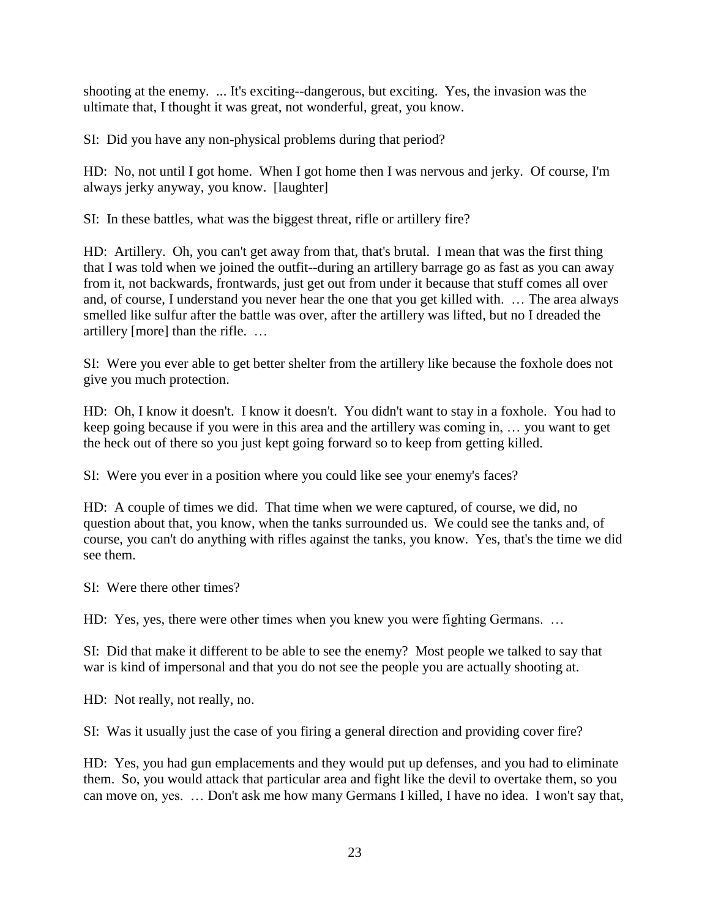shooting at the enemy. ... It's exciting--dangerous, but exciting. Yes, the invasion was the ultimate that, I thought it was great, not wonderful, great, you know.

SI: Did you have any non-physical problems during that period?

HD: No, not until I got home. When I got home then I was nervous and jerky. Of course, I'm always jerky anyway, you know. [laughter]

SI: In these battles, what was the biggest threat, rifle or artillery fire?

HD: Artillery. Oh, you can't get away from that, that's brutal. I mean that was the first thing that I was told when we joined the outfit--during an artillery barrage go as fast as you can away from it, not backwards, frontwards, just get out from under it because that stuff comes all over and, of course, I understand you never hear the one that you get killed with. … The area always smelled like sulfur after the battle was over, after the artillery was lifted, but no I dreaded the artillery [more] than the rifle. …

SI: Were you ever able to get better shelter from the artillery like because the foxhole does not give you much protection.

HD: Oh, I know it doesn't. I know it doesn't. You didn't want to stay in a foxhole. You had to keep going because if you were in this area and the artillery was coming in, … you want to get the heck out of there so you just kept going forward so to keep from getting killed.

SI: Were you ever in a position where you could like see your enemy's faces?

HD: A couple of times we did. That time when we were captured, of course, we did, no question about that, you know, when the tanks surrounded us. We could see the tanks and, of course, you can't do anything with rifles against the tanks, you know. Yes, that's the time we did see them.

SI: Were there other times?

HD: Yes, yes, there were other times when you knew you were fighting Germans. …

SI: Did that make it different to be able to see the enemy? Most people we talked to say that war is kind of impersonal and that you do not see the people you are actually shooting at.

HD: Not really, not really, no.

SI: Was it usually just the case of you firing a general direction and providing cover fire?

HD: Yes, you had gun emplacements and they would put up defenses, and you had to eliminate them. So, you would attack that particular area and fight like the devil to overtake them, so you can move on, yes. … Don't ask me how many Germans I killed, I have no idea. I won't say that,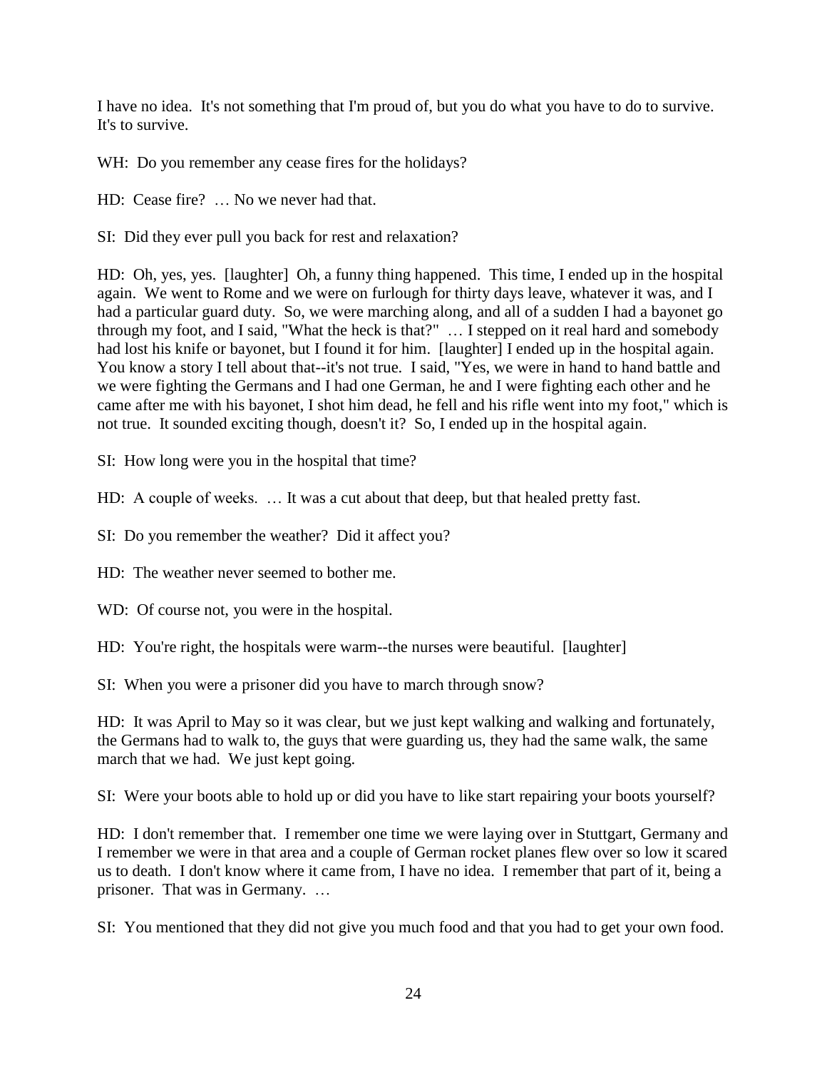I have no idea. It's not something that I'm proud of, but you do what you have to do to survive. It's to survive.

WH: Do you remember any cease fires for the holidays?

HD: Cease fire? … No we never had that.

SI: Did they ever pull you back for rest and relaxation?

HD: Oh, yes, yes. [laughter] Oh, a funny thing happened. This time, I ended up in the hospital again. We went to Rome and we were on furlough for thirty days leave, whatever it was, and I had a particular guard duty. So, we were marching along, and all of a sudden I had a bayonet go through my foot, and I said, "What the heck is that?" … I stepped on it real hard and somebody had lost his knife or bayonet, but I found it for him. [laughter] I ended up in the hospital again. You know a story I tell about that--it's not true. I said, "Yes, we were in hand to hand battle and we were fighting the Germans and I had one German, he and I were fighting each other and he came after me with his bayonet, I shot him dead, he fell and his rifle went into my foot," which is not true. It sounded exciting though, doesn't it? So, I ended up in the hospital again.

SI: How long were you in the hospital that time?

HD: A couple of weeks. … It was a cut about that deep, but that healed pretty fast.

SI: Do you remember the weather? Did it affect you?

HD: The weather never seemed to bother me.

WD: Of course not, you were in the hospital.

HD: You're right, the hospitals were warm--the nurses were beautiful. [laughter]

SI: When you were a prisoner did you have to march through snow?

HD: It was April to May so it was clear, but we just kept walking and walking and fortunately, the Germans had to walk to, the guys that were guarding us, they had the same walk, the same march that we had. We just kept going.

SI: Were your boots able to hold up or did you have to like start repairing your boots yourself?

HD: I don't remember that. I remember one time we were laying over in Stuttgart, Germany and I remember we were in that area and a couple of German rocket planes flew over so low it scared us to death. I don't know where it came from, I have no idea. I remember that part of it, being a prisoner. That was in Germany. …

SI: You mentioned that they did not give you much food and that you had to get your own food.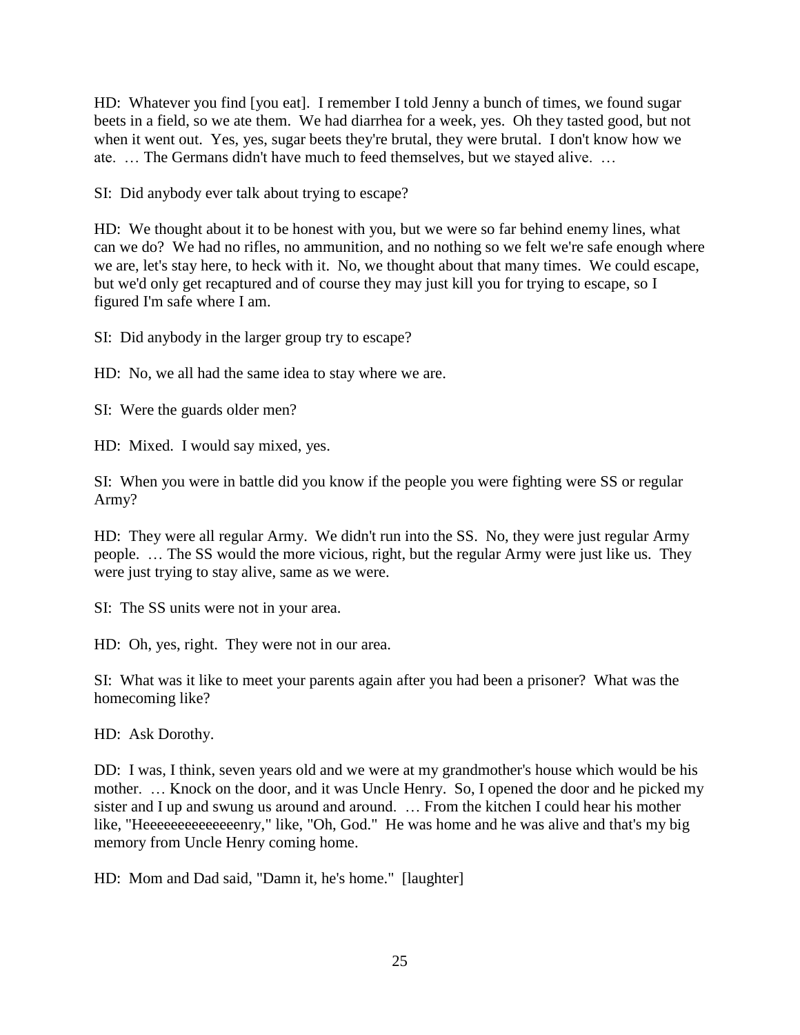HD: Whatever you find [you eat]. I remember I told Jenny a bunch of times, we found sugar beets in a field, so we ate them. We had diarrhea for a week, yes. Oh they tasted good, but not when it went out. Yes, yes, sugar beets they're brutal, they were brutal. I don't know how we ate. … The Germans didn't have much to feed themselves, but we stayed alive. …

SI: Did anybody ever talk about trying to escape?

HD: We thought about it to be honest with you, but we were so far behind enemy lines, what can we do? We had no rifles, no ammunition, and no nothing so we felt we're safe enough where we are, let's stay here, to heck with it. No, we thought about that many times. We could escape, but we'd only get recaptured and of course they may just kill you for trying to escape, so I figured I'm safe where I am.

SI: Did anybody in the larger group try to escape?

HD: No, we all had the same idea to stay where we are.

SI: Were the guards older men?

HD: Mixed. I would say mixed, yes.

SI: When you were in battle did you know if the people you were fighting were SS or regular Army?

HD: They were all regular Army. We didn't run into the SS. No, they were just regular Army people. … The SS would the more vicious, right, but the regular Army were just like us. They were just trying to stay alive, same as we were.

SI: The SS units were not in your area.

HD: Oh, yes, right. They were not in our area.

SI: What was it like to meet your parents again after you had been a prisoner? What was the homecoming like?

HD: Ask Dorothy.

DD: I was, I think, seven years old and we were at my grandmother's house which would be his mother. … Knock on the door, and it was Uncle Henry. So, I opened the door and he picked my sister and I up and swung us around and around. … From the kitchen I could hear his mother like, "Heeeeeeeeeeeeeenry," like, "Oh, God." He was home and he was alive and that's my big memory from Uncle Henry coming home.

HD: Mom and Dad said, "Damn it, he's home." [laughter]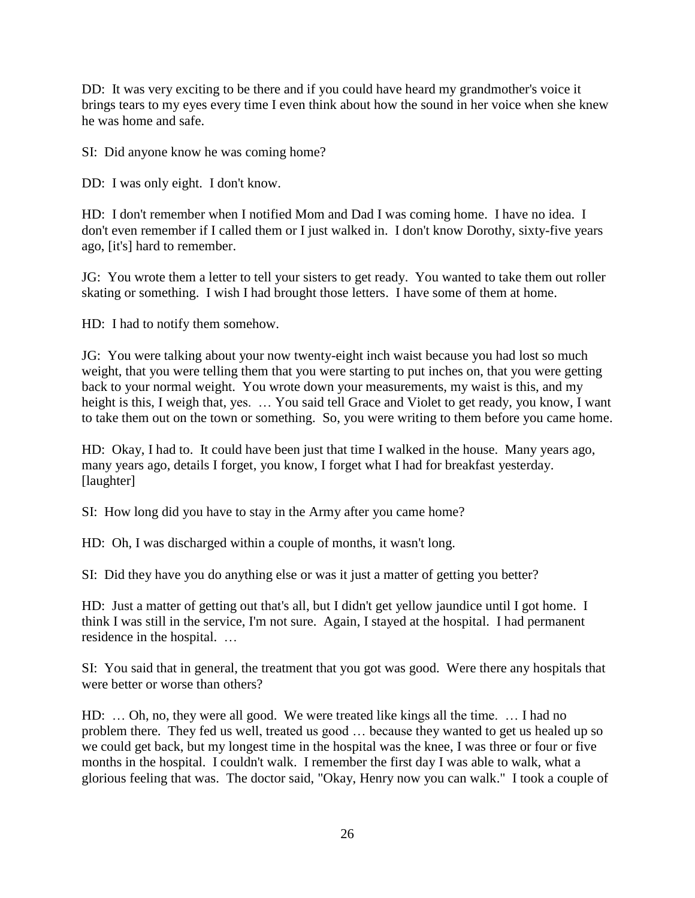DD: It was very exciting to be there and if you could have heard my grandmother's voice it brings tears to my eyes every time I even think about how the sound in her voice when she knew he was home and safe.

SI: Did anyone know he was coming home?

DD: I was only eight. I don't know.

HD: I don't remember when I notified Mom and Dad I was coming home. I have no idea. I don't even remember if I called them or I just walked in. I don't know Dorothy, sixty-five years ago, [it's] hard to remember.

JG: You wrote them a letter to tell your sisters to get ready. You wanted to take them out roller skating or something. I wish I had brought those letters. I have some of them at home.

HD: I had to notify them somehow.

JG: You were talking about your now twenty-eight inch waist because you had lost so much weight, that you were telling them that you were starting to put inches on, that you were getting back to your normal weight. You wrote down your measurements, my waist is this, and my height is this, I weigh that, yes. … You said tell Grace and Violet to get ready, you know, I want to take them out on the town or something. So, you were writing to them before you came home.

HD: Okay, I had to. It could have been just that time I walked in the house. Many years ago, many years ago, details I forget, you know, I forget what I had for breakfast yesterday. [laughter]

SI: How long did you have to stay in the Army after you came home?

HD: Oh, I was discharged within a couple of months, it wasn't long.

SI: Did they have you do anything else or was it just a matter of getting you better?

HD: Just a matter of getting out that's all, but I didn't get yellow jaundice until I got home. I think I was still in the service, I'm not sure. Again, I stayed at the hospital. I had permanent residence in the hospital. …

SI: You said that in general, the treatment that you got was good. Were there any hospitals that were better or worse than others?

HD: … Oh, no, they were all good. We were treated like kings all the time. … I had no problem there. They fed us well, treated us good … because they wanted to get us healed up so we could get back, but my longest time in the hospital was the knee, I was three or four or five months in the hospital. I couldn't walk. I remember the first day I was able to walk, what a glorious feeling that was. The doctor said, "Okay, Henry now you can walk." I took a couple of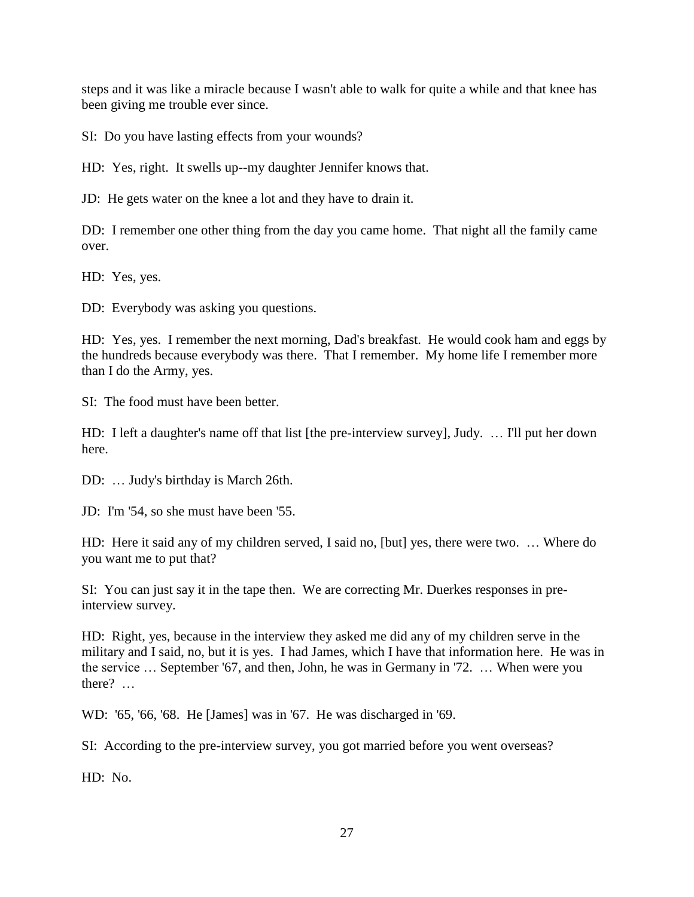steps and it was like a miracle because I wasn't able to walk for quite a while and that knee has been giving me trouble ever since.

SI: Do you have lasting effects from your wounds?

HD: Yes, right. It swells up--my daughter Jennifer knows that.

JD: He gets water on the knee a lot and they have to drain it.

DD: I remember one other thing from the day you came home. That night all the family came over.

HD: Yes, yes.

DD: Everybody was asking you questions.

HD: Yes, yes. I remember the next morning, Dad's breakfast. He would cook ham and eggs by the hundreds because everybody was there. That I remember. My home life I remember more than I do the Army, yes.

SI: The food must have been better.

HD: I left a daughter's name off that list [the pre-interview survey], Judy. … I'll put her down here.

DD: … Judy's birthday is March 26th.

JD: I'm '54, so she must have been '55.

HD: Here it said any of my children served, I said no, [but] yes, there were two. … Where do you want me to put that?

SI: You can just say it in the tape then. We are correcting Mr. Duerkes responses in pre-interview survey.

HD: Right, yes, because in the interview they asked me did any of my children serve in the military and I said, no, but it is yes. I had James, which I have that information here. He was in the service … September '67, and then, John, he was in Germany in '72. … When were you there? …

WD: '65, '66, '68. He [James] was in '67. He was discharged in '69.

SI: According to the pre-interview survey, you got married before you went overseas?

HD: No.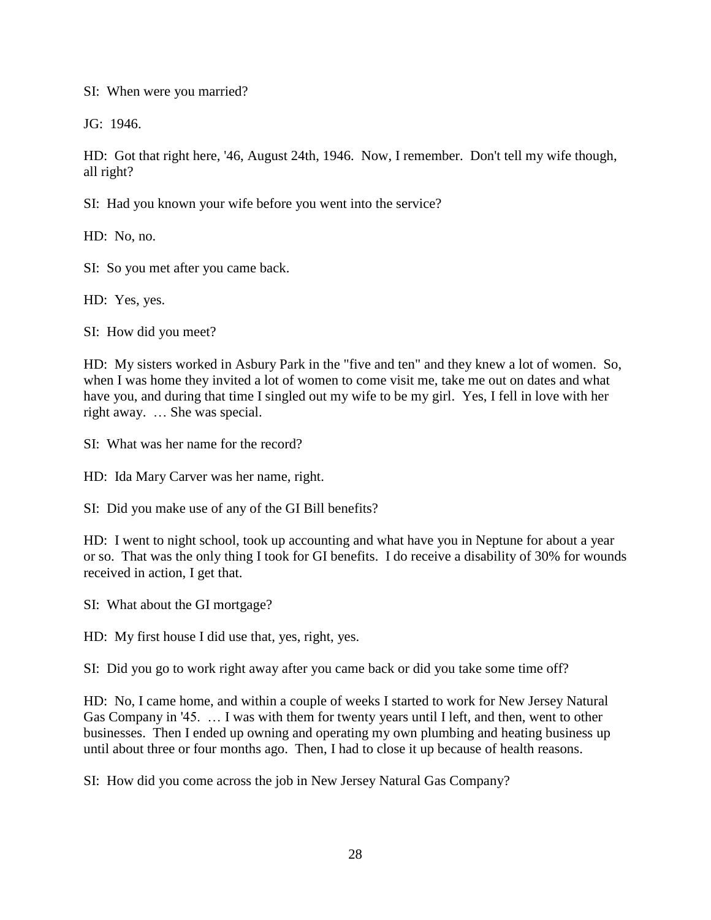SI: When were you married?

JG: 1946.

HD: Got that right here, '46, August 24th, 1946. Now, I remember. Don't tell my wife though, all right?

SI: Had you known your wife before you went into the service?

HD: No, no.

SI: So you met after you came back.

HD: Yes, yes.

SI: How did you meet?

HD: My sisters worked in Asbury Park in the "five and ten" and they knew a lot of women. So, when I was home they invited a lot of women to come visit me, take me out on dates and what have you, and during that time I singled out my wife to be my girl. Yes, I fell in love with her right away. … She was special.

SI: What was her name for the record?

HD: Ida Mary Carver was her name, right.

SI: Did you make use of any of the GI Bill benefits?

HD: I went to night school, took up accounting and what have you in Neptune for about a year or so. That was the only thing I took for GI benefits. I do receive a disability of 30% for wounds received in action, I get that.

SI: What about the GI mortgage?

HD: My first house I did use that, yes, right, yes.

SI: Did you go to work right away after you came back or did you take some time off?

HD: No, I came home, and within a couple of weeks I started to work for New Jersey Natural Gas Company in '45. … I was with them for twenty years until I left, and then, went to other businesses. Then I ended up owning and operating my own plumbing and heating business up until about three or four months ago. Then, I had to close it up because of health reasons.

SI: How did you come across the job in New Jersey Natural Gas Company?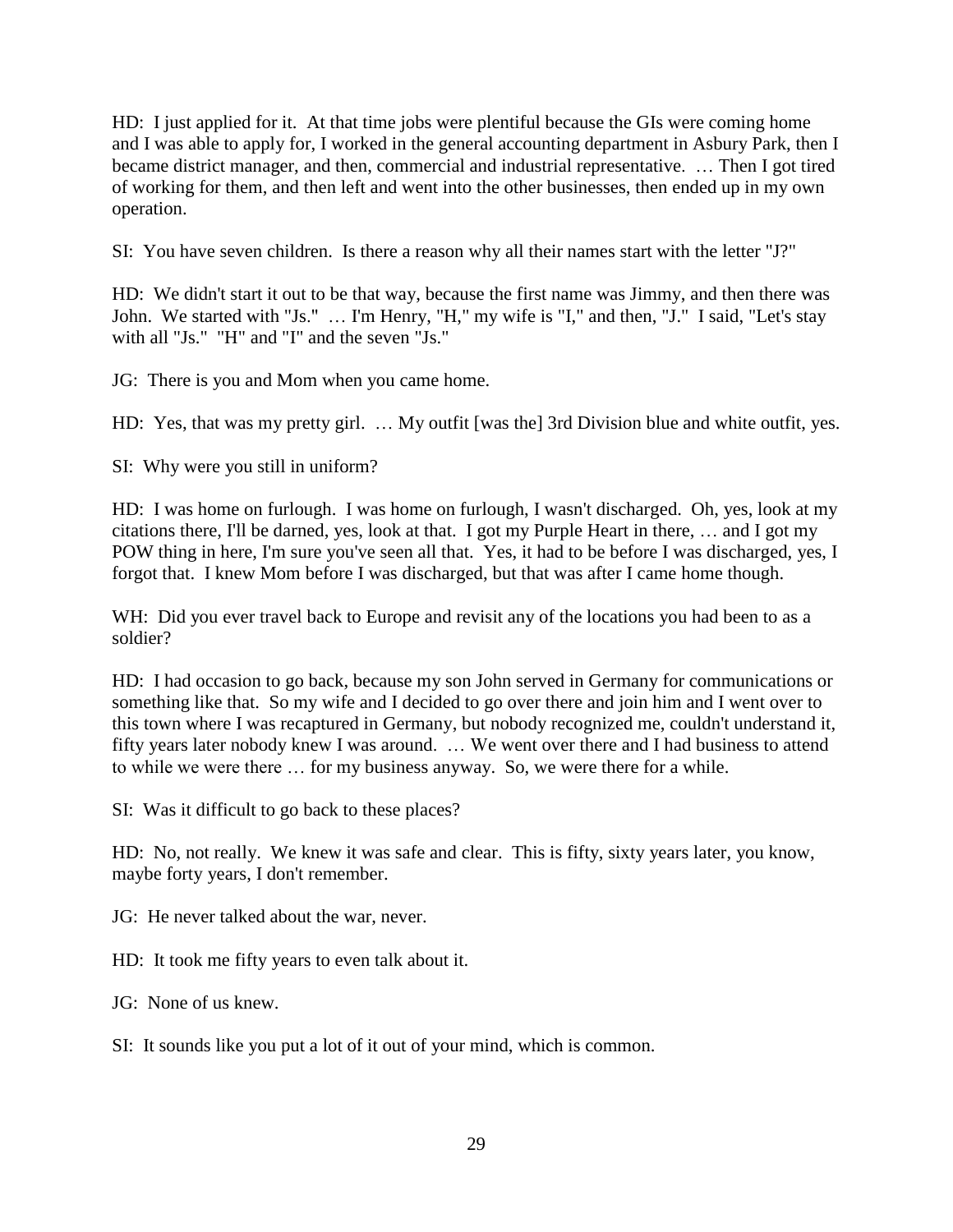HD: I just applied for it. At that time jobs were plentiful because the GIs were coming home and I was able to apply for, I worked in the general accounting department in Asbury Park, then I became district manager, and then, commercial and industrial representative. … Then I got tired of working for them, and then left and went into the other businesses, then ended up in my own operation.

SI: You have seven children. Is there a reason why all their names start with the letter "J?"

HD: We didn't start it out to be that way, because the first name was Jimmy, and then there was John. We started with "Js." … I'm Henry, "H," my wife is "I," and then, "J." I said, "Let's stay with all "Js." "H" and "I" and the seven "Js."

JG: There is you and Mom when you came home.

HD: Yes, that was my pretty girl. … My outfit [was the] 3rd Division blue and white outfit, yes.

SI: Why were you still in uniform?

HD: I was home on furlough. I was home on furlough, I wasn't discharged. Oh, yes, look at my citations there, I'll be darned, yes, look at that. I got my Purple Heart in there, … and I got my POW thing in here, I'm sure you've seen all that. Yes, it had to be before I was discharged, yes, I forgot that. I knew Mom before I was discharged, but that was after I came home though.

WH: Did you ever travel back to Europe and revisit any of the locations you had been to as a soldier?

HD: I had occasion to go back, because my son John served in Germany for communications or something like that. So my wife and I decided to go over there and join him and I went over to this town where I was recaptured in Germany, but nobody recognized me, couldn't understand it, fifty years later nobody knew I was around. … We went over there and I had business to attend to while we were there … for my business anyway. So, we were there for a while.

SI: Was it difficult to go back to these places?

HD: No, not really. We knew it was safe and clear. This is fifty, sixty years later, you know, maybe forty years, I don't remember.

JG: He never talked about the war, never.

HD: It took me fifty years to even talk about it.

JG: None of us knew.

SI: It sounds like you put a lot of it out of your mind, which is common.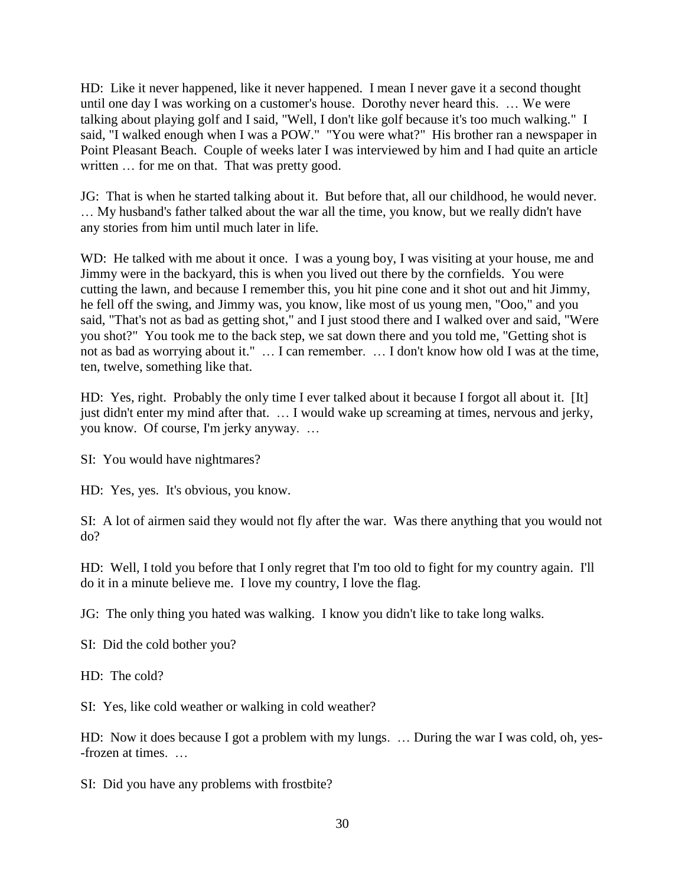HD: Like it never happened, like it never happened. I mean I never gave it a second thought until one day I was working on a customer's house. Dorothy never heard this. … We were talking about playing golf and I said, "Well, I don't like golf because it's too much walking." I said, "I walked enough when I was a POW." "You were what?" His brother ran a newspaper in Point Pleasant Beach. Couple of weeks later I was interviewed by him and I had quite an article written … for me on that. That was pretty good.

JG: That is when he started talking about it. But before that, all our childhood, he would never. … My husband's father talked about the war all the time, you know, but we really didn't have any stories from him until much later in life.

WD: He talked with me about it once. I was a young boy, I was visiting at your house, me and Jimmy were in the backyard, this is when you lived out there by the cornfields. You were cutting the lawn, and because I remember this, you hit pine cone and it shot out and hit Jimmy, he fell off the swing, and Jimmy was, you know, like most of us young men, "Ooo," and you said, "That's not as bad as getting shot," and I just stood there and I walked over and said, "Were you shot?" You took me to the back step, we sat down there and you told me, "Getting shot is not as bad as worrying about it." … I can remember. … I don't know how old I was at the time, ten, twelve, something like that.

HD: Yes, right. Probably the only time I ever talked about it because I forgot all about it. [It] just didn't enter my mind after that. … I would wake up screaming at times, nervous and jerky, you know. Of course, I'm jerky anyway. …

SI: You would have nightmares?

HD: Yes, yes. It's obvious, you know.

SI: A lot of airmen said they would not fly after the war. Was there anything that you would not do?

HD: Well, I told you before that I only regret that I'm too old to fight for my country again. I'll do it in a minute believe me. I love my country, I love the flag.

JG: The only thing you hated was walking. I know you didn't like to take long walks.

SI: Did the cold bother you?

HD: The cold?

SI: Yes, like cold weather or walking in cold weather?

HD: Now it does because I got a problem with my lungs. … During the war I was cold, oh, yes--frozen at times. …

SI: Did you have any problems with frostbite?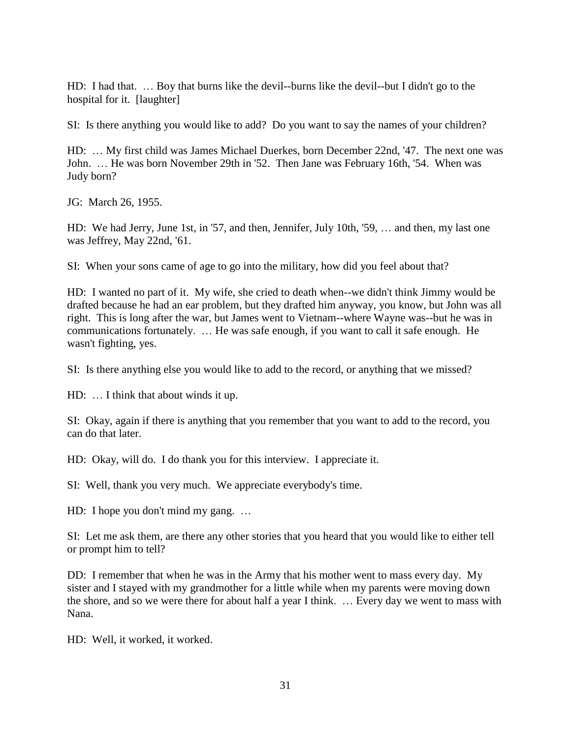HD: I had that. … Boy that burns like the devil--burns like the devil--but I didn't go to the hospital for it. [laughter]

SI: Is there anything you would like to add? Do you want to say the names of your children?

HD: … My first child was James Michael Duerkes, born December 22nd, '47. The next one was John. … He was born November 29th in '52. Then Jane was February 16th, '54. When was Judy born?

JG: March 26, 1955.

HD: We had Jerry, June 1st, in '57, and then, Jennifer, July 10th, '59, … and then, my last one was Jeffrey, May 22nd, '61.

SI: When your sons came of age to go into the military, how did you feel about that?

HD: I wanted no part of it. My wife, she cried to death when--we didn't think Jimmy would be drafted because he had an ear problem, but they drafted him anyway, you know, but John was all right. This is long after the war, but James went to Vietnam--where Wayne was--but he was in communications fortunately. … He was safe enough, if you want to call it safe enough. He wasn't fighting, yes.

SI: Is there anything else you would like to add to the record, or anything that we missed?

HD: … I think that about winds it up.

SI: Okay, again if there is anything that you remember that you want to add to the record, you can do that later.

HD: Okay, will do. I do thank you for this interview. I appreciate it.

SI: Well, thank you very much. We appreciate everybody's time.

HD: I hope you don't mind my gang. …

SI: Let me ask them, are there any other stories that you heard that you would like to either tell or prompt him to tell?

DD: I remember that when he was in the Army that his mother went to mass every day. My sister and I stayed with my grandmother for a little while when my parents were moving down the shore, and so we were there for about half a year I think. … Every day we went to mass with Nana.

HD: Well, it worked, it worked.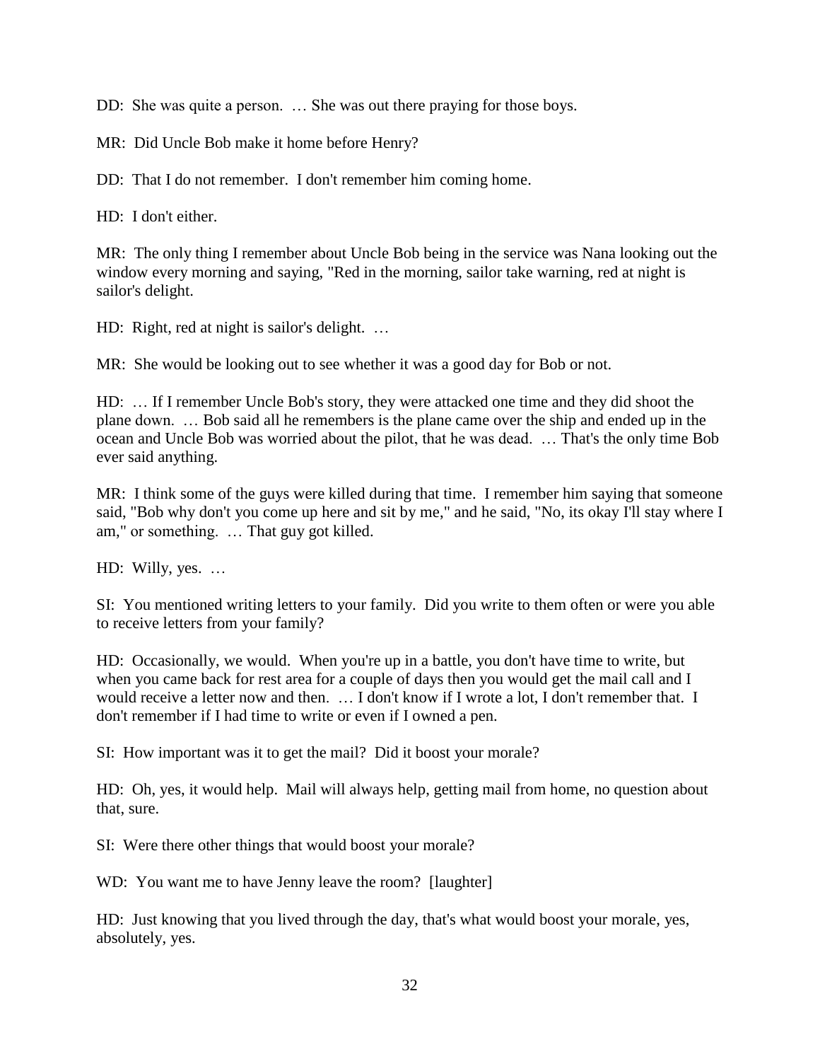DD: She was quite a person. … She was out there praying for those boys.

MR: Did Uncle Bob make it home before Henry?

DD: That I do not remember. I don't remember him coming home.

HD: I don't either.

MR: The only thing I remember about Uncle Bob being in the service was Nana looking out the window every morning and saying, "Red in the morning, sailor take warning, red at night is sailor's delight.

HD: Right, red at night is sailor's delight. …

MR: She would be looking out to see whether it was a good day for Bob or not.

HD: … If I remember Uncle Bob's story, they were attacked one time and they did shoot the plane down. … Bob said all he remembers is the plane came over the ship and ended up in the ocean and Uncle Bob was worried about the pilot, that he was dead. … That's the only time Bob ever said anything.

MR: I think some of the guys were killed during that time. I remember him saying that someone said, "Bob why don't you come up here and sit by me," and he said, "No, its okay I'll stay where I am," or something. … That guy got killed.

HD: Willy, yes. …

SI: You mentioned writing letters to your family. Did you write to them often or were you able to receive letters from your family?

HD: Occasionally, we would. When you're up in a battle, you don't have time to write, but when you came back for rest area for a couple of days then you would get the mail call and I would receive a letter now and then. … I don't know if I wrote a lot, I don't remember that. I don't remember if I had time to write or even if I owned a pen.

SI: How important was it to get the mail? Did it boost your morale?

HD: Oh, yes, it would help. Mail will always help, getting mail from home, no question about that, sure.

SI: Were there other things that would boost your morale?

WD: You want me to have Jenny leave the room? [laughter]

HD: Just knowing that you lived through the day, that's what would boost your morale, yes, absolutely, yes.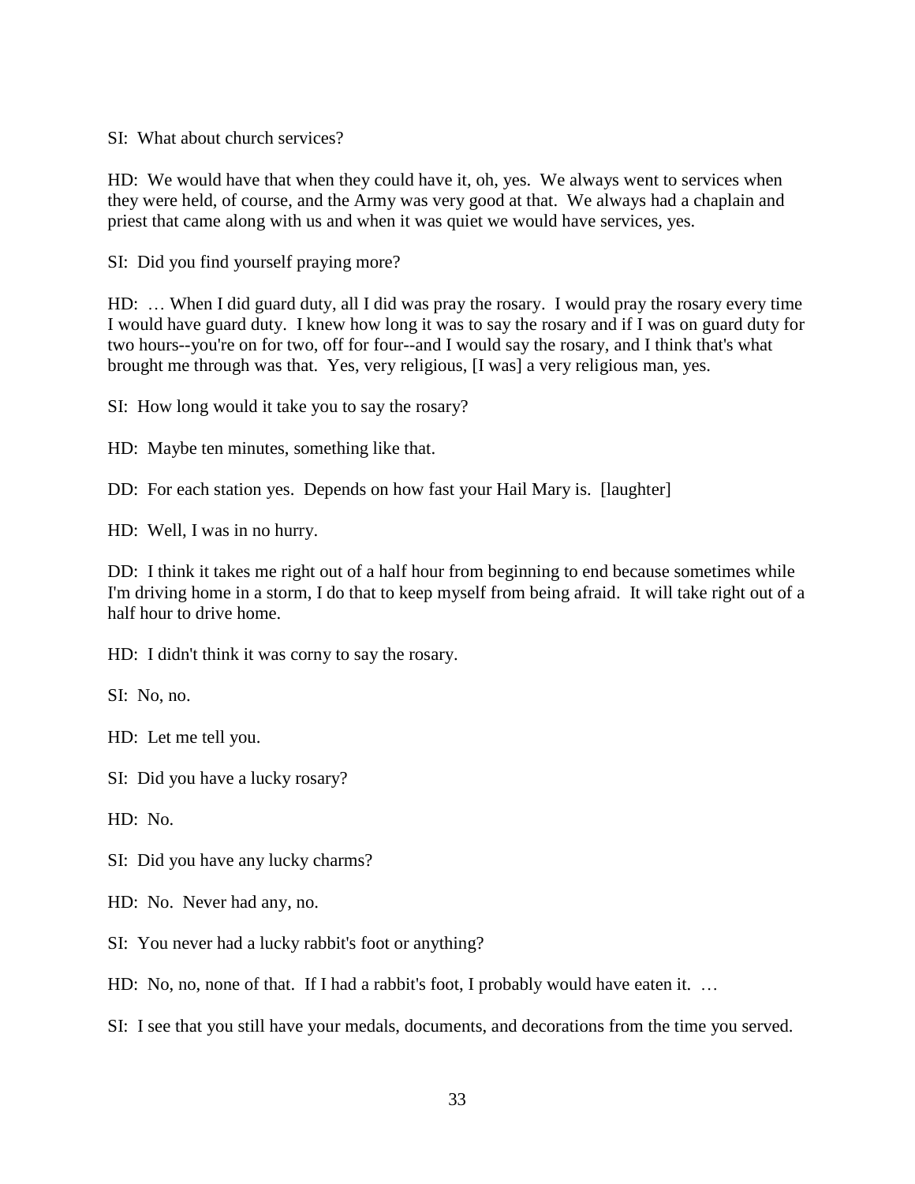SI: What about church services?

HD: We would have that when they could have it, oh, yes. We always went to services when they were held, of course, and the Army was very good at that. We always had a chaplain and priest that came along with us and when it was quiet we would have services, yes.

SI: Did you find yourself praying more?

HD: … When I did guard duty, all I did was pray the rosary. I would pray the rosary every time I would have guard duty. I knew how long it was to say the rosary and if I was on guard duty for two hours--you're on for two, off for four--and I would say the rosary, and I think that's what brought me through was that. Yes, very religious, [I was] a very religious man, yes.

SI: How long would it take you to say the rosary?

HD: Maybe ten minutes, something like that.

DD: For each station yes. Depends on how fast your Hail Mary is. [laughter]

HD: Well, I was in no hurry.

DD: I think it takes me right out of a half hour from beginning to end because sometimes while I'm driving home in a storm, I do that to keep myself from being afraid. It will take right out of a half hour to drive home.

HD: I didn't think it was corny to say the rosary.

SI: No, no.

HD: Let me tell you.

SI: Did you have a lucky rosary?

HD: No.

SI: Did you have any lucky charms?

HD: No. Never had any, no.

SI: You never had a lucky rabbit's foot or anything?

HD: No, no, none of that. If I had a rabbit's foot, I probably would have eaten it. …

SI: I see that you still have your medals, documents, and decorations from the time you served.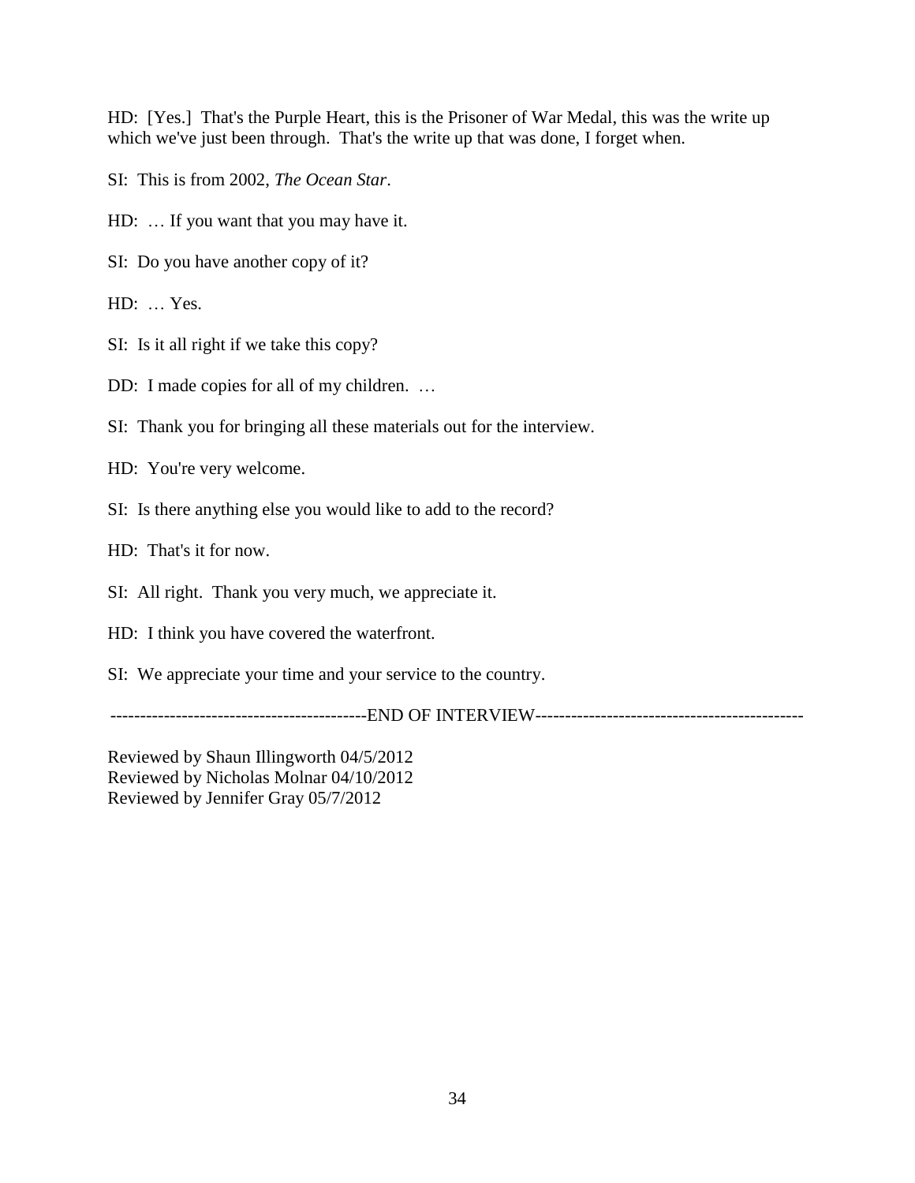HD: [Yes.] That's the Purple Heart, this is the Prisoner of War Medal, this was the write up which we've just been through. That's the write up that was done, I forget when.

SI: This is from 2002, *The Ocean Star*.

HD: … If you want that you may have it.

SI: Do you have another copy of it?

HD: … Yes.

SI: Is it all right if we take this copy?

DD: I made copies for all of my children. …

SI: Thank you for bringing all these materials out for the interview.

HD: You're very welcome.

SI: Is there anything else you would like to add to the record?

HD: That's it for now.

SI: All right. Thank you very much, we appreciate it.

HD: I think you have covered the waterfront.

SI: We appreciate your time and your service to the country.

-------------------------------------------END OF INTERVIEW---------------------------------------------

Reviewed by Shaun Illingworth 04/5/2012
Reviewed by Nicholas Molnar 04/10/2012
Reviewed by Jennifer Gray 05/7/2012